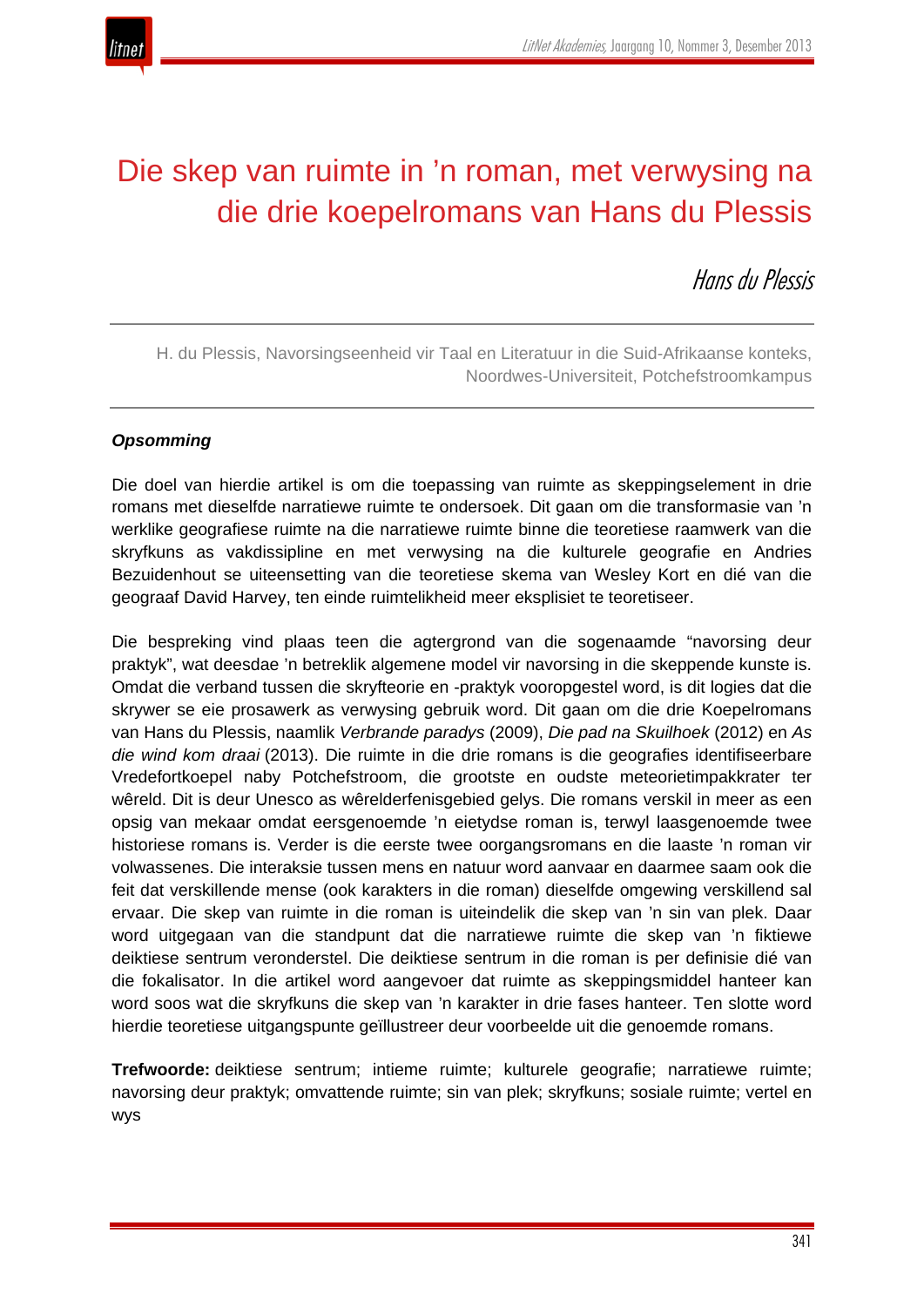# Die skep van ruimte in 'n roman, met verwysing na die drie koepelromans van Hans du Plessis

*Hans du Plessis*

H. du Plessis, Navorsingseenheid vir Taal en Literatuur in die Suid-Afrikaanse konteks, Noordwes-Universiteit, Potchefstroomkampus

***Opsomming***

Die doel van hierdie artikel is om die toepassing van ruimte as skeppingselement in drie romans met dieselfde narratiewe ruimte te ondersoek. Dit gaan om die transformasie van 'n werklike geografiese ruimte na die narratiewe ruimte binne die teoretiese raamwerk van die skryfkuns as vakdissipline en met verwysing na die kulturele geografie en Andries Bezuidenhout se uiteensetting van die teoretiese skema van Wesley Kort en dié van die geograaf David Harvey, ten einde ruimtelikheid meer eksplisiet te teoretiseer.

Die bespreking vind plaas teen die agtergrond van die sogenaamde "navorsing deur praktyk", wat deesdae 'n betreklik algemene model vir navorsing in die skeppende kunste is. Omdat die verband tussen die skryfteorie en -praktyk vooropgestel word, is dit logies dat die skrywer se eie prosawerk as verwysing gebruik word. Dit gaan om die drie Koepelromans van Hans du Plessis, naamlik *Verbrande paradys* (2009), *Die pad na Skuilhoek* (2012) en *As die wind kom draai* (2013). Die ruimte in die drie romans is die geografies identifiseerbare Vredefortkoepel naby Potchefstroom, die grootste en oudste meteorietimpakkrater ter wêreld. Dit is deur Unesco as wêrelderfenisgebied gelys. Die romans verskil in meer as een opsig van mekaar omdat eersgenoemde 'n eietydse roman is, terwyl laasgenoemde twee historiese romans is. Verder is die eerste twee oorgangsromans en die laaste 'n roman vir volwassenes. Die interaksie tussen mens en natuur word aanvaar en daarmee saam ook die feit dat verskillende mense (ook karakters in die roman) dieselfde omgewing verskillend sal ervaar. Die skep van ruimte in die roman is uiteindelik die skep van 'n sin van plek. Daar word uitgegaan van die standpunt dat die narratiewe ruimte die skep van 'n fiktiewe deiktiese sentrum veronderstel. Die deiktiese sentrum in die roman is per definisie dié van die fokalisator. In die artikel word aangevoer dat ruimte as skeppingsmiddel hanteer kan word soos wat die skryfkuns die skep van 'n karakter in drie fases hanteer. Ten slotte word hierdie teoretiese uitgangspunte geïllustreer deur voorbeelde uit die genoemde romans.

**Trefwoorde:** deiktiese sentrum; intieme ruimte; kulturele geografie; narratiewe ruimte; navorsing deur praktyk; omvattende ruimte; sin van plek; skryfkuns; sosiale ruimte; vertel en wys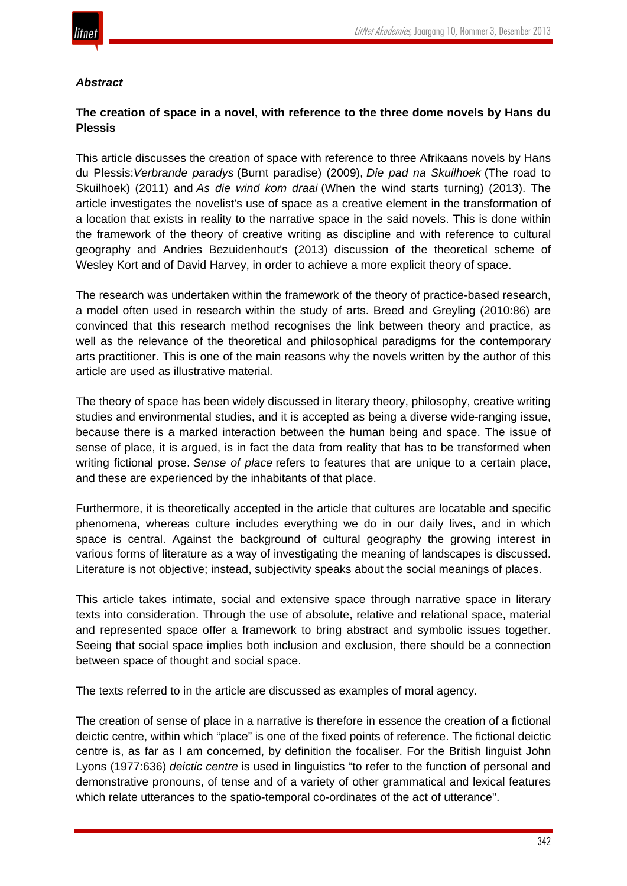### *Abstract*

**The creation of space in a novel, with reference to the three dome novels by Hans du Plessis**

This article discusses the creation of space with reference to three Afrikaans novels by Hans du Plessis: *Verbrande paradys* (Burnt paradise) (2009), *Die pad na Skuilhoek* (The road to Skuilhoek) (2011) and *As die wind kom draai* (When the wind starts turning) (2013). The article investigates the novelist's use of space as a creative element in the transformation of a location that exists in reality to the narrative space in the said novels. This is done within the framework of the theory of creative writing as discipline and with reference to cultural geography and Andries Bezuidenhout's (2013) discussion of the theoretical scheme of Wesley Kort and of David Harvey, in order to achieve a more explicit theory of space.

The research was undertaken within the framework of the theory of practice-based research, a model often used in research within the study of arts. Breed and Greyling (2010:86) are convinced that this research method recognises the link between theory and practice, as well as the relevance of the theoretical and philosophical paradigms for the contemporary arts practitioner. This is one of the main reasons why the novels written by the author of this article are used as illustrative material.

The theory of space has been widely discussed in literary theory, philosophy, creative writing studies and environmental studies, and it is accepted as being a diverse wide-ranging issue, because there is a marked interaction between the human being and space. The issue of sense of place, it is argued, is in fact the data from reality that has to be transformed when writing fictional prose. *Sense of place* refers to features that are unique to a certain place, and these are experienced by the inhabitants of that place.

Furthermore, it is theoretically accepted in the article that cultures are locatable and specific phenomena, whereas culture includes everything we do in our daily lives, and in which space is central. Against the background of cultural geography the growing interest in various forms of literature as a way of investigating the meaning of landscapes is discussed. Literature is not objective; instead, subjectivity speaks about the social meanings of places.

This article takes intimate, social and extensive space through narrative space in literary texts into consideration. Through the use of absolute, relative and relational space, material and represented space offer a framework to bring abstract and symbolic issues together. Seeing that social space implies both inclusion and exclusion, there should be a connection between space of thought and social space.

The texts referred to in the article are discussed as examples of moral agency.

The creation of sense of place in a narrative is therefore in essence the creation of a fictional deictic centre, within which "place" is one of the fixed points of reference. The fictional deictic centre is, as far as I am concerned, by definition the focaliser. For the British linguist John Lyons (1977:636) *deictic centre* is used in linguistics "to refer to the function of personal and demonstrative pronouns, of tense and of a variety of other grammatical and lexical features which relate utterances to the spatio-temporal co-ordinates of the act of utterance".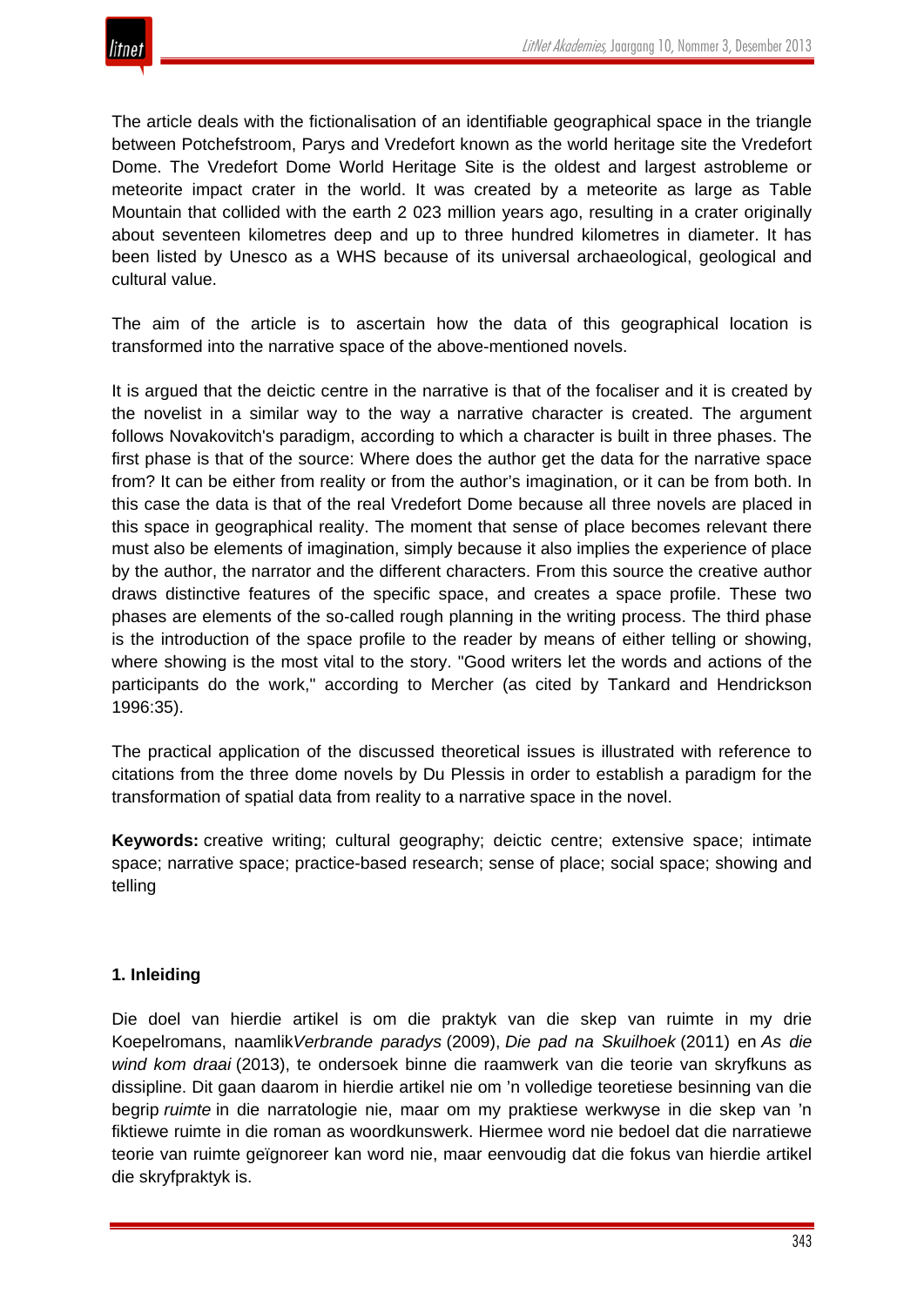The article deals with the fictionalisation of an identifiable geographical space in the triangle between Potchefstroom, Parys and Vredefort known as the world heritage site the Vredefort Dome. The Vredefort Dome World Heritage Site is the oldest and largest astrobleme or meteorite impact crater in the world. It was created by a meteorite as large as Table Mountain that collided with the earth 2 023 million years ago, resulting in a crater originally about seventeen kilometres deep and up to three hundred kilometres in diameter. It has been listed by Unesco as a WHS because of its universal archaeological, geological and cultural value.

The aim of the article is to ascertain how the data of this geographical location is transformed into the narrative space of the above-mentioned novels.

It is argued that the deictic centre in the narrative is that of the focaliser and it is created by the novelist in a similar way to the way a narrative character is created. The argument follows Novakovitch's paradigm, according to which a character is built in three phases. The first phase is that of the source: Where does the author get the data for the narrative space from? It can be either from reality or from the author's imagination, or it can be from both. In this case the data is that of the real Vredefort Dome because all three novels are placed in this space in geographical reality. The moment that sense of place becomes relevant there must also be elements of imagination, simply because it also implies the experience of place by the author, the narrator and the different characters. From this source the creative author draws distinctive features of the specific space, and creates a space profile. These two phases are elements of the so-called rough planning in the writing process. The third phase is the introduction of the space profile to the reader by means of either telling or showing, where showing is the most vital to the story. "Good writers let the words and actions of the participants do the work," according to Mercher (as cited by Tankard and Hendrickson 1996:35).

The practical application of the discussed theoretical issues is illustrated with reference to citations from the three dome novels by Du Plessis in order to establish a paradigm for the transformation of spatial data from reality to a narrative space in the novel.

**Keywords:** creative writing; cultural geography; deictic centre; extensive space; intimate space; narrative space; practice-based research; sense of place; social space; showing and telling

## 1. Inleiding

Die doel van hierdie artikel is om die praktyk van die skep van ruimte in my drie Koepelromans, naamlik *Verbrande paradys* (2009), *Die pad na Skuilhoek* (2011) en *As die wind kom draai* (2013), te ondersoek binne die raamwerk van die teorie van skryfkuns as dissipline. Dit gaan daarom in hierdie artikel nie om 'n volledige teoretiese besinning van die begrip *ruimte* in die narratologie nie, maar om my praktiese werkwyse in die skep van 'n fiktiewe ruimte in die roman as woordkunswerk. Hiermee word nie bedoel dat die narratiewe teorie van ruimte geïgnoreer kan word nie, maar eenvoudig dat die fokus van hierdie artikel die skryfpraktyk is.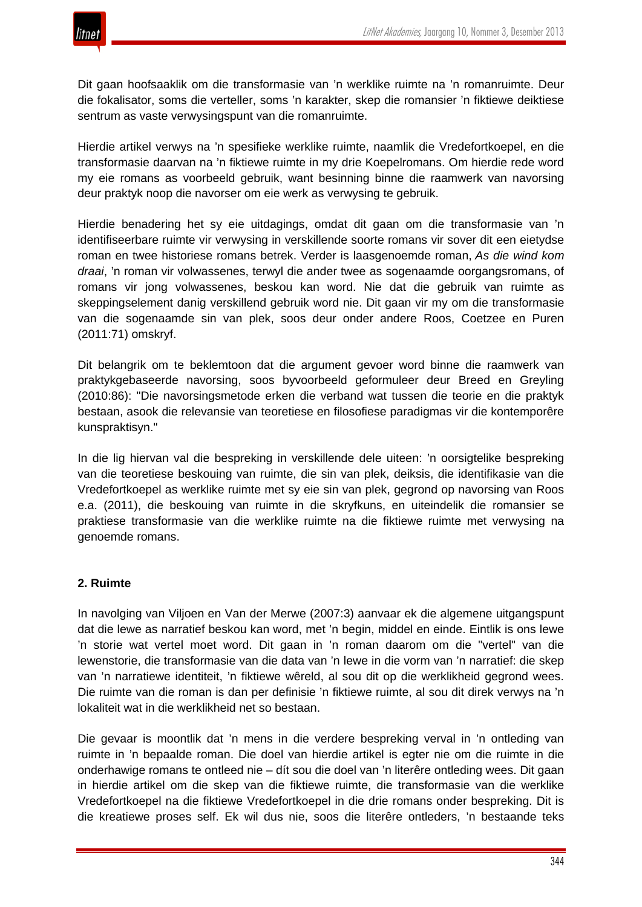Dit gaan hoofsaaklik om die transformasie van ’n werklike ruimte na ’n romanruimte. Deur die fokalisator, soms die verteller, soms ’n karakter, skep die romansier ’n fiktiewe deiktiese sentrum as vaste verwysingspunt van die romanruimte.

Hierdie artikel verwys na ’n spesifieke werklike ruimte, naamlik die Vredefortkoepel, en die transformasie daarvan na ’n fiktiewe ruimte in my drie Koepelromans. Om hierdie rede word my eie romans as voorbeeld gebruik, want besinning binne die raamwerk van navorsing deur praktyk noop die navorser om eie werk as verwysing te gebruik.

Hierdie benadering het sy eie uitdagings, omdat dit gaan om die transformasie van ’n identifiseerbare ruimte vir verwysing in verskillende soorte romans vir sover dit een eietydse roman en twee historiese romans betrek. Verder is laasgenoemde roman, *As die wind kom draai*, ’n roman vir volwassenes, terwyl die ander twee as sogenaamde oorgangsromans, of romans vir jong volwassenes, beskou kan word. Nie dat die gebruik van ruimte as skeppingselement danig verskillend gebruik word nie. Dit gaan vir my om die transformasie van die sogenaamde sin van plek, soos deur onder andere Roos, Coetzee en Puren (2011:71) omskryf.

Dit belangrik om te beklemtoon dat die argument gevoer word binne die raamwerk van praktykgebaseerde navorsing, soos byvoorbeeld geformuleer deur Breed en Greyling (2010:86): "Die navorsingsmetode erken die verband wat tussen die teorie en die praktyk bestaan, asook die relevansie van teoretiese en filosofiese paradigmas vir die kontemporêre kunspraktisyn."

In die lig hiervan val die bespreking in verskillende dele uiteen: ’n oorsigtelike bespreking van die teoretiese beskouing van ruimte, die sin van plek, deiksis, die identifikasie van die Vredefortkoepel as werklike ruimte met sy eie sin van plek, gegrond op navorsing van Roos e.a. (2011), die beskouing van ruimte in die skryfkuns, en uiteindelik die romansier se praktiese transformasie van die werklike ruimte na die fiktiewe ruimte met verwysing na genoemde romans.

## 2. Ruimte

In navolging van Viljoen en Van der Merwe (2007:3) aanvaar ek die algemene uitgangspunt dat die lewe as narratief beskou kan word, met ’n begin, middel en einde. Eintlik is ons lewe ’n storie wat vertel moet word. Dit gaan in ’n roman daarom om die "vertel" van die lewenstorie, die transformasie van die data van ’n lewe in die vorm van ’n narratief: die skep van ’n narratiewe identiteit, ’n fiktiewe wêreld, al sou dit op die werklikheid gegrond wees. Die ruimte van die roman is dan per definisie ’n fiktiewe ruimte, al sou dit direk verwys na ’n lokaliteit wat in die werklikheid net so bestaan.

Die gevaar is moontlik dat ’n mens in die verdere bespreking verval in ’n ontleding van ruimte in ’n bepaalde roman. Die doel van hierdie artikel is egter nie om die ruimte in die onderhawige romans te ontleed nie – dít sou die doel van ’n literêre ontleding wees. Dit gaan in hierdie artikel om die skep van die fiktiewe ruimte, die transformasie van die werklike Vredefortkoepel na die fiktiewe Vredefortkoepel in die drie romans onder bespreking. Dit is die kreatiewe proses self. Ek wil dus nie, soos die literêre ontleders, ’n bestaande teks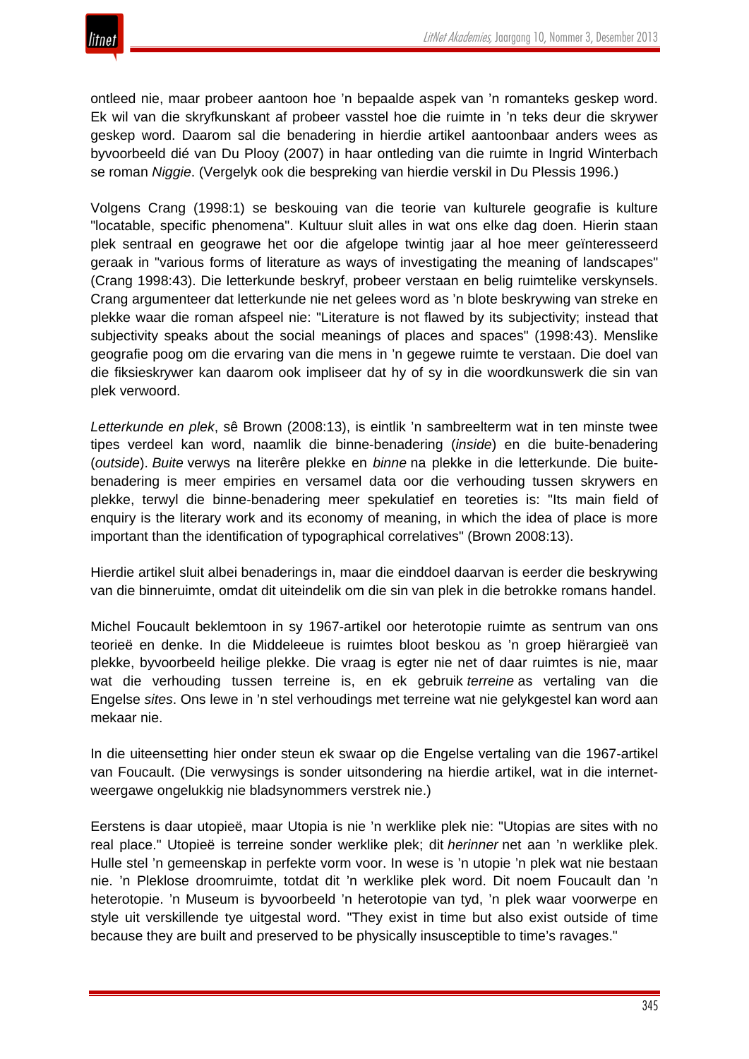ontleed nie, maar probeer aantoon hoe 'n bepaalde aspek van 'n romanteks geskep word. Ek wil van die skryfkunskant af probeer vasstel hoe die ruimte in 'n teks deur die skrywer geskep word. Daarom sal die benadering in hierdie artikel aantoonbaar anders wees as byvoorbeeld dié van Du Plooy (2007) in haar ontleding van die ruimte in Ingrid Winterbach se roman *Niggie*. (Vergelyk ook die bespreking van hierdie verskil in Du Plessis 1996.)

Volgens Crang (1998:1) se beskouing van die teorie van kulturele geografie is kulture "locatable, specific phenomena". Kultuur sluit alles in wat ons elke dag doen. Hierin staan plek sentraal en geograwe het oor die afgelope twintig jaar al hoe meer geïnteresseerd geraak in "various forms of literature as ways of investigating the meaning of landscapes" (Crang 1998:43). Die letterkunde beskryf, probeer verstaan en belig ruimtelike verskynsels. Crang argumenteer dat letterkunde nie net gelees word as 'n blote beskrywing van streke en plekke waar die roman afspeel nie: "Literature is not flawed by its subjectivity; instead that subjectivity speaks about the social meanings of places and spaces" (1998:43). Menslike geografie poog om die ervaring van die mens in 'n gegewe ruimte te verstaan. Die doel van die fiksieskrywer kan daarom ook impliseer dat hy of sy in die woordkunswerk die sin van plek verwoord.

*Letterkunde en plek*, sê Brown (2008:13), is eintlik 'n sambreelterm wat in ten minste twee tipes verdeel kan word, naamlik die binne-benadering (*inside*) en die buite-benadering (*outside*). *Buite* verwys na literêre plekke en *binne* na plekke in die letterkunde. Die buite-benadering is meer empiries en versamel data oor die verhouding tussen skrywers en plekke, terwyl die binne-benadering meer spekulatief en teoreties is: "Its main field of enquiry is the literary work and its economy of meaning, in which the idea of place is more important than the identification of typographical correlatives" (Brown 2008:13).

Hierdie artikel sluit albei benaderings in, maar die einddoel daarvan is eerder die beskrywing van die binneruimte, omdat dit uiteindelik om die sin van plek in die betrokke romans handel.

Michel Foucault beklemtoon in sy 1967-artikel oor heterotopie ruimte as sentrum van ons teorieë en denke. In die Middeleeue is ruimtes bloot beskou as 'n groep hiërargieë van plekke, byvoorbeeld heilige plekke. Die vraag is egter nie net of daar ruimtes is nie, maar wat die verhouding tussen terreine is, en ek gebruik *terreine* as vertaling van die Engelse *sites*. Ons lewe in 'n stel verhoudings met terreine wat nie gelykgestel kan word aan mekaar nie.

In die uiteensetting hier onder steun ek swaar op die Engelse vertaling van die 1967-artikel van Foucault. (Die verwysings is sonder uitsondering na hierdie artikel, wat in die internet-weergawe ongelukkig nie bladsynommers verstrek nie.)

Eerstens is daar utopieë, maar Utopia is nie 'n werklike plek nie: "Utopias are sites with no real place." Utopieë is terreine sonder werklike plek; dit *herinner* net aan 'n werklike plek. Hulle stel 'n gemeenskap in perfekte vorm voor. In wese is 'n utopie 'n plek wat nie bestaan nie. 'n Pleklose droomruimte, totdat dit 'n werklike plek word. Dit noem Foucault dan 'n heterotopie. 'n Museum is byvoorbeeld 'n heterotopie van tyd, 'n plek waar voorwerpe en style uit verskillende tye uitgestal word. "They exist in time but also exist outside of time because they are built and preserved to be physically insusceptible to time's ravages."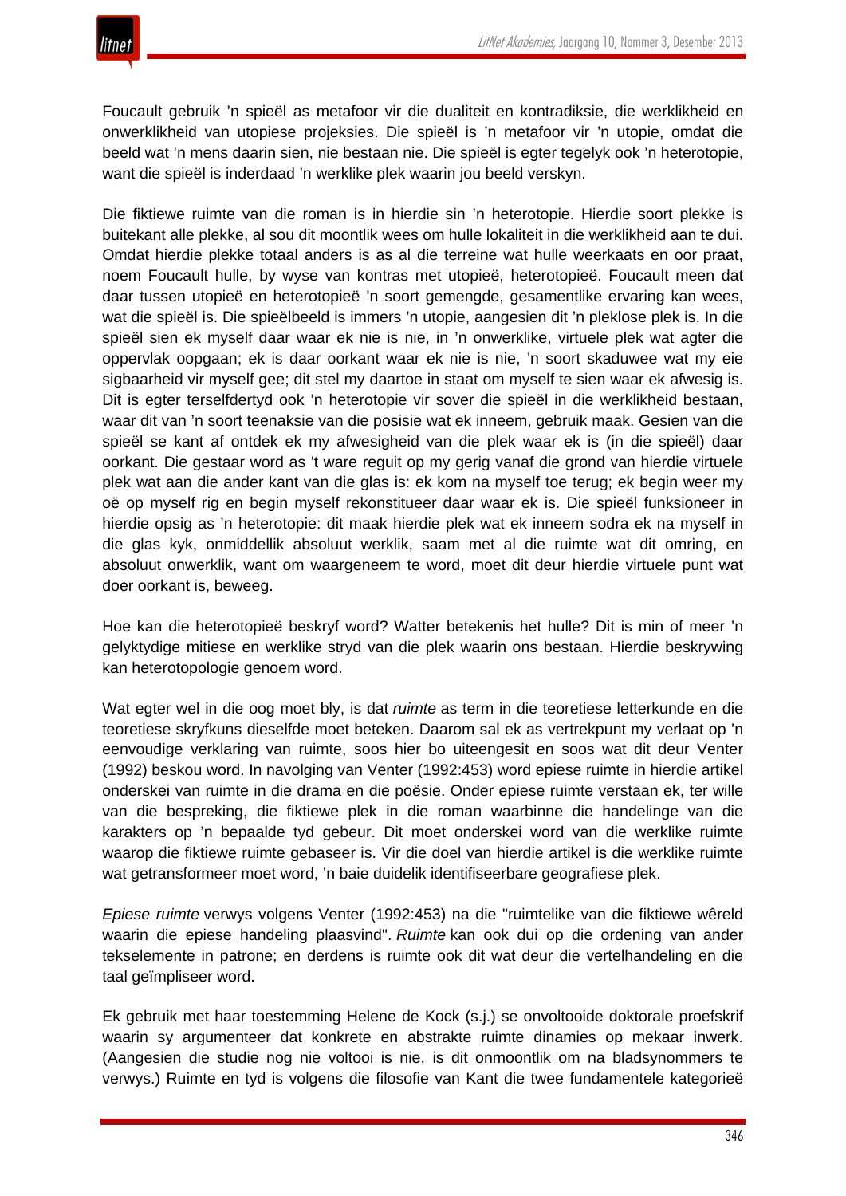Foucault gebruik ’n spieël as metafoor vir die dualiteit en kontradiksie, die werklikheid en onwerklikheid van utopiese projeksies. Die spieël is ’n metafoor vir ’n utopie, omdat die beeld wat ’n mens daarin sien, nie bestaan nie. Die spieël is egter tegelyk ook ’n heterotopie, want die spieël is inderdaad ’n werklike plek waarin jou beeld verskyn.

Die fiktiewe ruimte van die roman is in hierdie sin ’n heterotopie. Hierdie soort plekke is buitekant alle plekke, al sou dit moontlik wees om hulle lokaliteit in die werklikheid aan te dui. Omdat hierdie plekke totaal anders is as al die terreine wat hulle weerkaats en oor praat, noem Foucault hulle, by wyse van kontras met utopieë, heterotopieë. Foucault meen dat daar tussen utopieë en heterotopieë ’n soort gemengde, gesamentlike ervaring kan wees, wat die spieël is. Die spieëlbeeld is immers ’n utopie, aangesien dit ’n pleklose plek is. In die spieël sien ek myself daar waar ek nie is nie, in ’n onwerklike, virtuele plek wat agter die oppervlak oopgaan; ek is daar oorkant waar ek nie is nie, ’n soort skaduwee wat my eie sigbaarheid vir myself gee; dit stel my daartoe in staat om myself te sien waar ek afwesig is. Dit is egter terselfdertyd ook ’n heterotopie vir sover die spieël in die werklikheid bestaan, waar dit van ’n soort teenaksie van die posisie wat ek inneem, gebruik maak. Gesien van die spieël se kant af ontdek ek my afwesigheid van die plek waar ek is (in die spieël) daar oorkant. Die gestaar word as ’t ware reguit op my gerig vanaf die grond van hierdie virtuele plek wat aan die ander kant van die glas is: ek kom na myself toe terug; ek begin weer my oë op myself rig en begin myself rekonstitueer daar waar ek is. Die spieël funksioneer in hierdie opsig as ’n heterotopie: dit maak hierdie plek wat ek inneem sodra ek na myself in die glas kyk, onmiddellik absoluut werklik, saam met al die ruimte wat dit omring, en absoluut onwerklik, want om waargeneem te word, moet dit deur hierdie virtuele punt wat doer oorkant is, beweeg.

Hoe kan die heterotopieë beskryf word? Watter betekenis het hulle? Dit is min of meer ’n gelyktydige mitiese en werklike stryd van die plek waarin ons bestaan. Hierdie beskrywing kan heterotopologie genoem word.

Wat egter wel in die oog moet bly, is dat *ruimte* as term in die teoretiese letterkunde en die teoretiese skryfkuns dieselfde moet beteken. Daarom sal ek as vertrekpunt my verlaat op ’n eenvoudige verklaring van ruimte, soos hier bo uiteengesit en soos wat dit deur Venter (1992) beskou word. In navolging van Venter (1992:453) word epiese ruimte in hierdie artikel onderskei van ruimte in die drama en die poësie. Onder epiese ruimte verstaan ek, ter wille van die bespreking, die fiktiewe plek in die roman waarbinne die handelinge van die karakters op ’n bepaalde tyd gebeur. Dit moet onderskei word van die werklike ruimte waarop die fiktiewe ruimte gebaseer is. Vir die doel van hierdie artikel is die werklike ruimte wat getransformeer moet word, ’n baie duidelik identifiseerbare geografiese plek.

*Epiese ruimte* verwys volgens Venter (1992:453) na die "ruimtelike van die fiktiewe wêreld waarin die epiese handeling plaasvind". *Ruimte* kan ook dui op die ordening van ander tekselemente in patrone; en derdens is ruimte ook dit wat deur die vertelhandeling en die taal geïmpliseer word.

Ek gebruik met haar toestemming Helene de Kock (s.j.) se onvoltooide doktorale proefskrif waarin sy argumenteer dat konkrete en abstrakte ruimte dinamies op mekaar inwerk. (Aangesien die studie nog nie voltooi is nie, is dit onmoontlik om na bladsynommers te verwys.) Ruimte en tyd is volgens die filosofie van Kant die twee fundamentele kategorieë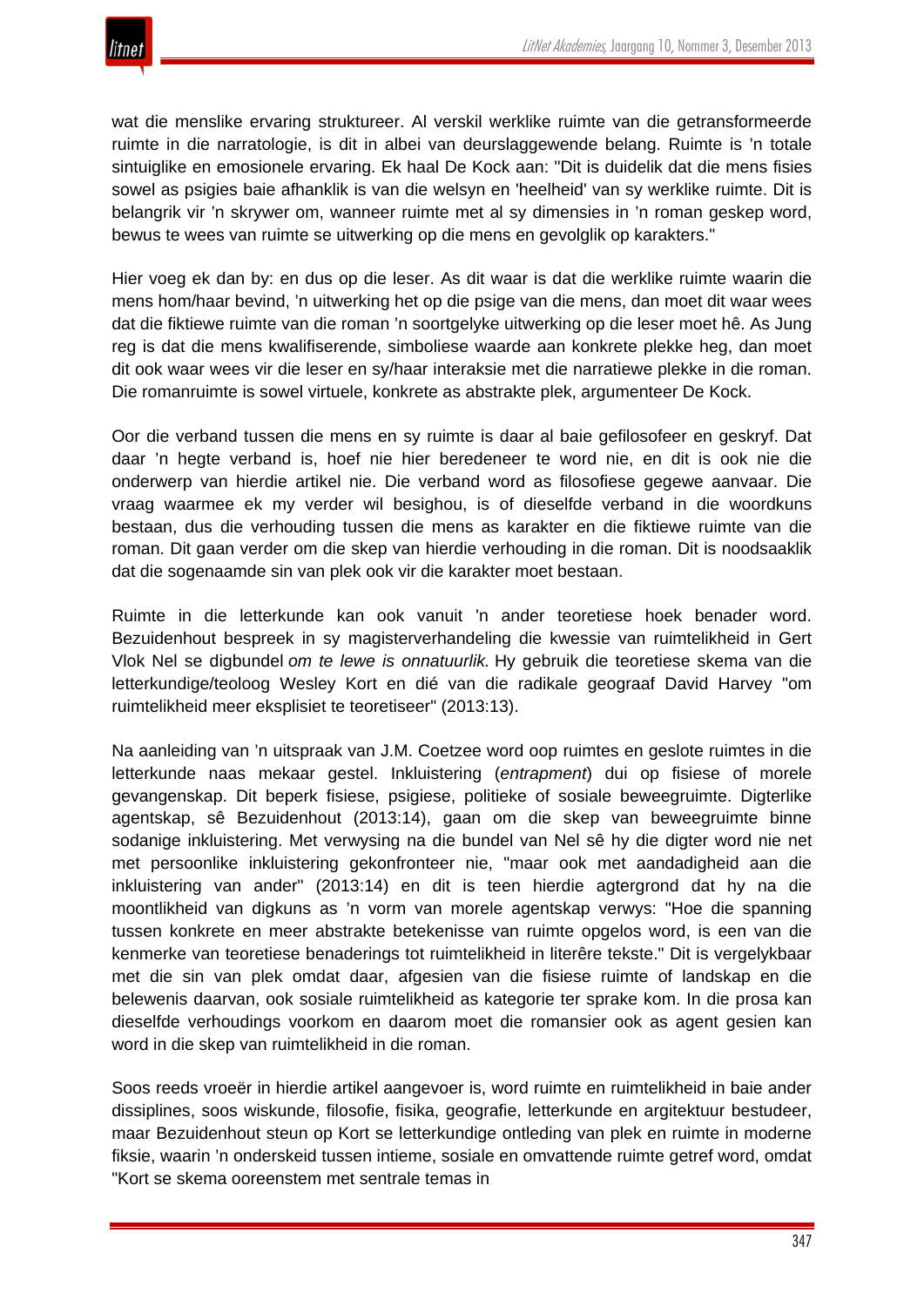wat die menslike ervaring struktureer. Al verskil werklike ruimte van die getransformeerde ruimte in die narratologie, is dit in albei van deurslaggewende belang. Ruimte is ’n totale sintuiglike en emosionele ervaring. Ek haal De Kock aan: "Dit is duidelik dat die mens fisies sowel as psigies baie afhanklik is van die welsyn en 'heelheid' van sy werklike ruimte. Dit is belangrik vir ’n skrywer om, wanneer ruimte met al sy dimensies in ’n roman geskep word, bewus te wees van ruimte se uitwerking op die mens en gevolglik op karakters."

Hier voeg ek dan by: en dus op die leser. As dit waar is dat die werklike ruimte waarin die mens hom/haar bevind, ’n uitwerking het op die psige van die mens, dan moet dit waar wees dat die fiktiewe ruimte van die roman ’n soortgelyke uitwerking op die leser moet hê. As Jung reg is dat die mens kwalifiserende, simboliese waarde aan konkrete plekke heg, dan moet dit ook waar wees vir die leser en sy/haar interaksie met die narratiewe plekke in die roman. Die romanruimte is sowel virtuele, konkrete as abstrakte plek, argumenteer De Kock.

Oor die verband tussen die mens en sy ruimte is daar al baie gefilosofeer en geskryf. Dat daar ’n hegte verband is, hoef nie hier beredeneer te word nie, en dit is ook nie die onderwerp van hierdie artikel nie. Die verband word as filosofiese gegewe aanvaar. Die vraag waarmee ek my verder wil besighou, is of dieselfde verband in die woordkuns bestaan, dus die verhouding tussen die mens as karakter en die fiktiewe ruimte van die roman. Dit gaan verder om die skep van hierdie verhouding in die roman. Dit is noodsaaklik dat die sogenaamde sin van plek ook vir die karakter moet bestaan.

Ruimte in die letterkunde kan ook vanuit ’n ander teoretiese hoek benader word. Bezuidenhout bespreek in sy magisterverhandeling die kwessie van ruimtelikheid in Gert Vlok Nel se digbundel *om te lewe is onnatuurlik.* Hy gebruik die teoretiese skema van die letterkundige/teoloog Wesley Kort en dié van die radikale geograaf David Harvey "om ruimtelikheid meer eksplisiet te teoretiseer" (2013:13).

Na aanleiding van ’n uitspraak van J.M. Coetzee word oop ruimtes en geslote ruimtes in die letterkunde naas mekaar gestel. Inkluistering (*entrapment*) dui op fisiese of morele gevangenskap. Dit beperk fisiese, psigiese, politieke of sosiale beweegruimte. Digterlike agentskap, sê Bezuidenhout (2013:14), gaan om die skep van beweegruimte binne sodanige inkluistering. Met verwysing na die bundel van Nel sê hy die digter word nie net met persoonlike inkluistering gekonfronteer nie, "maar ook met aandadigheid aan die inkluistering van ander" (2013:14) en dit is teen hierdie agtergrond dat hy na die moontlikheid van digkuns as ’n vorm van morele agentskap verwys: "Hoe die spanning tussen konkrete en meer abstrakte betekenisse van ruimte opgelos word, is een van die kenmerke van teoretiese benaderings tot ruimtelikheid in literêre tekste." Dit is vergelykbaar met die sin van plek omdat daar, afgesien van die fisiese ruimte of landskap en die belewenis daarvan, ook sosiale ruimtelikheid as kategorie ter sprake kom. In die prosa kan dieselfde verhoudings voorkom en daarom moet die romansier ook as agent gesien kan word in die skep van ruimtelikheid in die roman.

Soos reeds vroeër in hierdie artikel aangevoer is, word ruimte en ruimtelikheid in baie ander dissiplines, soos wiskunde, filosofie, fisika, geografie, letterkunde en argitektuur bestudeer, maar Bezuidenhout steun op Kort se letterkundige ontleding van plek en ruimte in moderne fiksie, waarin ’n onderskeid tussen intieme, sosiale en omvattende ruimte getref word, omdat "Kort se skema ooreenstem met sentrale temas in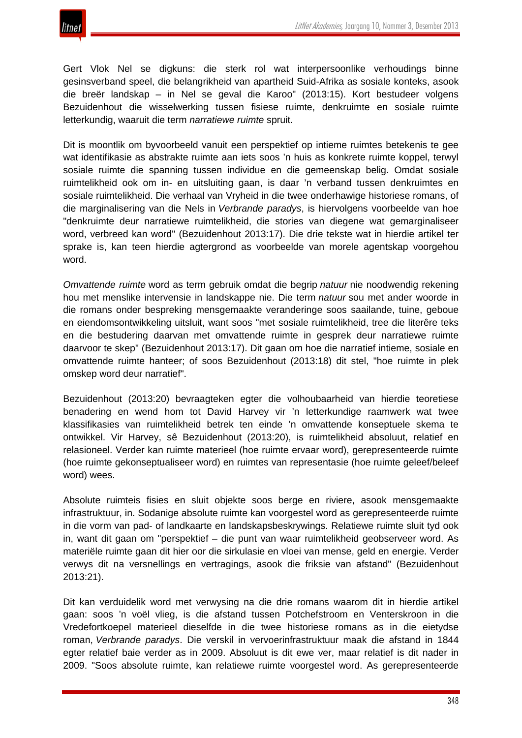Gert Vlok Nel se digkuns: die sterk rol wat interpersoonlike verhoudings binne gesinsverband speel, die belangrikheid van apartheid Suid-Afrika as sosiale konteks, asook die breër landskap – in Nel se geval die Karoo" (2013:15). Kort bestudeer volgens Bezuidenhout die wisselwerking tussen fisiese ruimte, denkruimte en sosiale ruimte letterkundig, waaruit die term *narratiewe ruimte* spruit.

Dit is moontlik om byvoorbeeld vanuit een perspektief op intieme ruimtes betekenis te gee wat identifikasie as abstrakte ruimte aan iets soos 'n huis as konkrete ruimte koppel, terwyl sosiale ruimte die spanning tussen individue en die gemeenskap belig. Omdat sosiale ruimtelikheid ook om in- en uitsluiting gaan, is daar 'n verband tussen denkruimtes en sosiale ruimtelikheid. Die verhaal van Vryheid in die twee onderhawige historiese romans, of die marginalisering van die Nels in *Verbrande paradys*, is hiervolgens voorbeelde van hoe "denkruimte deur narratiewe ruimtelikheid, die stories van diegene wat gemarginaliseer word, verbreed kan word" (Bezuidenhout 2013:17). Die drie tekste wat in hierdie artikel ter sprake is, kan teen hierdie agtergrond as voorbeelde van morele agentskap voorgehou word.

*Omvattende ruimte* word as term gebruik omdat die begrip *natuur* nie noodwendig rekening hou met menslike intervensie in landskappe nie. Die term *natuur* sou met ander woorde in die romans onder bespreking mensgemaakte veranderinge soos saailande, tuine, geboue en eiendomsontwikkeling uitsluit, want soos "met sosiale ruimtelikheid, tree die literêre teks en die bestudering daarvan met omvattende ruimte in gesprek deur narratiewe ruimte daarvoor te skep" (Bezuidenhout 2013:17). Dit gaan om hoe die narratief intieme, sosiale en omvattende ruimte hanteer; of soos Bezuidenhout (2013:18) dit stel, "hoe ruimte in plek omskep word deur narratief".

Bezuidenhout (2013:20) bevraagteken egter die volhoubaarheid van hierdie teoretiese benadering en wend hom tot David Harvey vir 'n letterkundige raamwerk wat twee klassifikasies van ruimtelikheid betrek ten einde 'n omvattende konseptuele skema te ontwikkel. Vir Harvey, sê Bezuidenhout (2013:20), is ruimtelikheid absoluut, relatief en relasioneel. Verder kan ruimte materieel (hoe ruimte ervaar word), gerepresenteerde ruimte (hoe ruimte gekonseptualiseer word) en ruimtes van representasie (hoe ruimte geleef/beleef word) wees.

Absolute ruimteis fisies en sluit objekte soos berge en riviere, asook mensgemaakte infrastruktuur, in. Sodanige absolute ruimte kan voorgestel word as gerepresenteerde ruimte in die vorm van pad- of landkaarte en landskapsbeskrywings. Relatiewe ruimte sluit tyd ook in, want dit gaan om "perspektief – die punt van waar ruimtelikheid geobserveer word. As materiële ruimte gaan dit hier oor die sirkulasie en vloei van mense, geld en energie. Verder verwys dit na versnellings en vertragings, asook die friksie van afstand" (Bezuidenhout 2013:21).

Dit kan verduidelik word met verwysing na die drie romans waarom dit in hierdie artikel gaan: soos 'n voël vlieg, is die afstand tussen Potchefstroom en Venterskroon in die Vredefortkoepel materieel dieselfde in die twee historiese romans as in die eietydse roman, *Verbrande paradys*. Die verskil in vervoerinfrastruktuur maak die afstand in 1844 egter relatief baie verder as in 2009. Absoluut is dit ewe ver, maar relatief is dit nader in 2009. "Soos absolute ruimte, kan relatiewe ruimte voorgestel word. As gerepresenteerde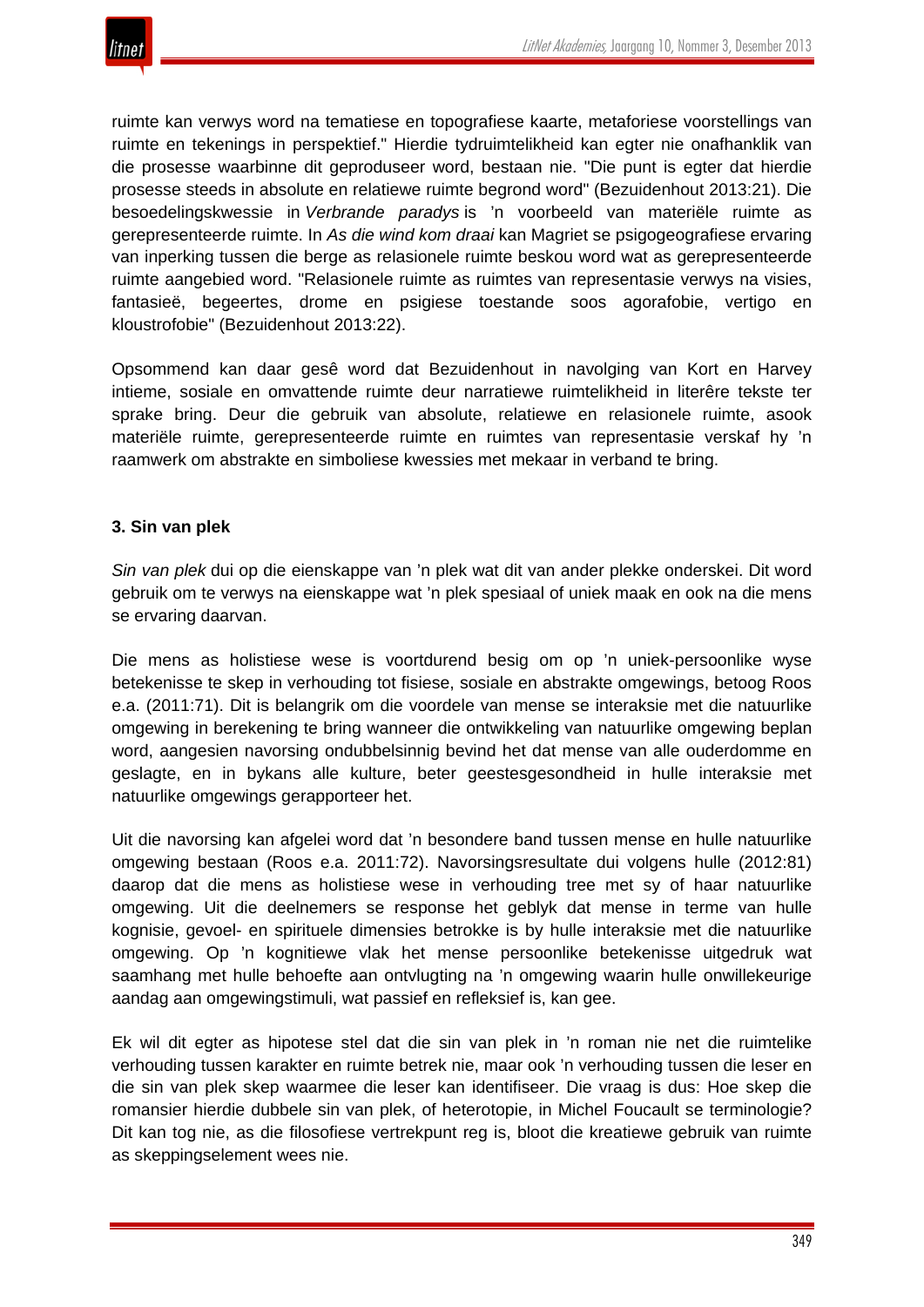ruimte kan verwys word na tematiese en topografiese kaarte, metaforiese voorstellings van ruimte en tekenings in perspektief." Hierdie tydruimtelikheid kan egter nie onafhanklik van die prosesse waarbinne dit geproduseer word, bestaan nie. "Die punt is egter dat hierdie prosesse steeds in absolute en relatiewe ruimte begrond word" (Bezuidenhout 2013:21). Die besoedelingskwessie in *Verbrande paradys* is 'n voorbeeld van materiële ruimte as gerepresenteerde ruimte. In *As die wind kom draai* kan Magriet se psigogeografiese ervaring van inperking tussen die berge as relasionele ruimte beskou word wat as gerepresenteerde ruimte aangebied word. "Relasionele ruimte as ruimtes van representasie verwys na visies, fantasieë, begeertes, drome en psigiese toestande soos agorafobie, vertigo en kloustrofobie" (Bezuidenhout 2013:22).

Opsommend kan daar gesê word dat Bezuidenhout in navolging van Kort en Harvey intieme, sosiale en omvattende ruimte deur narratiewe ruimtelikheid in literêre tekste ter sprake bring. Deur die gebruik van absolute, relatiewe en relasionele ruimte, asook materiële ruimte, gerepresenteerde ruimte en ruimtes van representasie verskaf hy 'n raamwerk om abstrakte en simboliese kwessies met mekaar in verband te bring.

### 3. Sin van plek

*Sin van plek* dui op die eienskappe van 'n plek wat dit van ander plekke onderskei. Dit word gebruik om te verwys na eienskappe wat 'n plek spesiaal of uniek maak en ook na die mens se ervaring daarvan.

Die mens as holistiese wese is voortdurend besig om op 'n uniek-persoonlike wyse betekenisse te skep in verhouding tot fisiese, sosiale en abstrakte omgewings, betoog Roos e.a. (2011:71). Dit is belangrik om die voordele van mense se interaksie met die natuurlike omgewing in berekening te bring wanneer die ontwikkeling van natuurlike omgewing beplan word, aangesien navorsing ondubbelsinnig bevind het dat mense van alle ouderdomme en geslagte, en in bykans alle kulture, beter geestesgesondheid in hulle interaksie met natuurlike omgewings gerapporteer het.

Uit die navorsing kan afgelei word dat 'n besondere band tussen mense en hulle natuurlike omgewing bestaan (Roos e.a. 2011:72). Navorsingsresultate dui volgens hulle (2012:81) daarop dat die mens as holistiese wese in verhouding tree met sy of haar natuurlike omgewing. Uit die deelnemers se response het geblyk dat mense in terme van hulle kognisie, gevoel- en spirituele dimensies betrokke is by hulle interaksie met die natuurlike omgewing. Op 'n kognitiewe vlak het mense persoonlike betekenisse uitgedruk wat saamhang met hulle behoefte aan ontvlugting na 'n omgewing waarin hulle onwillekeurige aandag aan omgewingstimuli, wat passief en refleksief is, kan gee.

Ek wil dit egter as hipotese stel dat die sin van plek in 'n roman nie net die ruimtelike verhouding tussen karakter en ruimte betrek nie, maar ook 'n verhouding tussen die leser en die sin van plek skep waarmee die leser kan identifiseer. Die vraag is dus: Hoe skep die romansier hierdie dubbele sin van plek, of heterotopie, in Michel Foucault se terminologie? Dit kan tog nie, as die filosofiese vertrekpunt reg is, bloot die kreatiewe gebruik van ruimte as skeppingselement wees nie.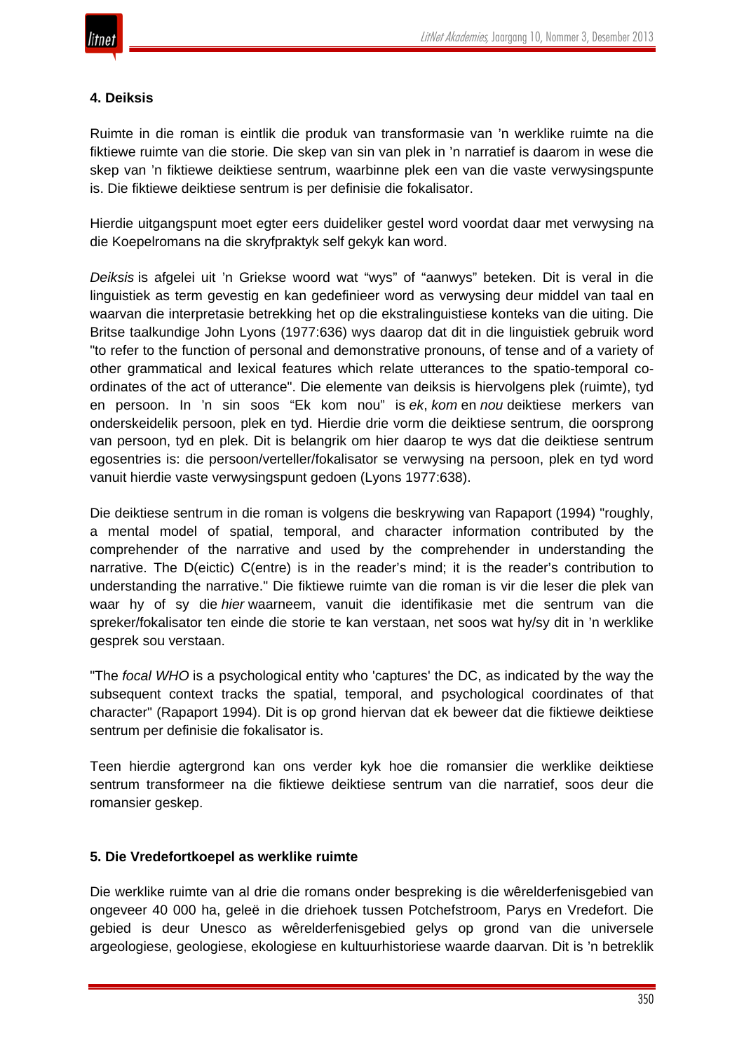### 4. Deiksis

Ruimte in die roman is eintlik die produk van transformasie van ’n werklike ruimte na die fiktiewe ruimte van die storie. Die skep van sin van plek in ’n narratief is daarom in wese die skep van ’n fiktiewe deiktiese sentrum, waarbinne plek een van die vaste verwysingspunte is. Die fiktiewe deiktiese sentrum is per definisie die fokalisator.

Hierdie uitgangspunt moet egter eers duideliker gestel word voordat daar met verwysing na die Koepelromans na die skryfpraktyk self gekyk kan word.

*Deiksis* is afgelei uit ’n Griekse woord wat “wys” of “aanwys” beteken. Dit is veral in die linguistiek as term gevestig en kan gedefinieer word as verwysing deur middel van taal en waarvan die interpretasie betrekking het op die ekstralinguistiese konteks van die uiting. Die Britse taalkundige John Lyons (1977:636) wys daarop dat dit in die linguistiek gebruik word "to refer to the function of personal and demonstrative pronouns, of tense and of a variety of other grammatical and lexical features which relate utterances to the spatio-temporal co-ordinates of the act of utterance". Die elemente van deiksis is hiervolgens plek (ruimte), tyd en persoon. In ’n sin soos “Ek kom nou” is *ek*, *kom* en *nou* deiktiese merkers van onderskeidelik persoon, plek en tyd. Hierdie drie vorm die deiktiese sentrum, die oorsprong van persoon, tyd en plek. Dit is belangrik om hier daarop te wys dat die deiktiese sentrum egosentries is: die persoon/verteller/fokalisator se verwysing na persoon, plek en tyd word vanuit hierdie vaste verwysingspunt gedoen (Lyons 1977:638).

Die deiktiese sentrum in die roman is volgens die beskrywing van Rapaport (1994) "roughly, a mental model of spatial, temporal, and character information contributed by the comprehender of the narrative and used by the comprehender in understanding the narrative. The D(eictic) C(entre) is in the reader’s mind; it is the reader’s contribution to understanding the narrative." Die fiktiewe ruimte van die roman is vir die leser die plek van waar hy of sy die *hier* waarneem, vanuit die identifikasie met die sentrum van die spreker/fokalisator ten einde die storie te kan verstaan, net soos wat hy/sy dit in ’n werklike gesprek sou verstaan.

"The *focal WHO* is a psychological entity who 'captures' the DC, as indicated by the way the subsequent context tracks the spatial, temporal, and psychological coordinates of that character" (Rapaport 1994). Dit is op grond hiervan dat ek beweer dat die fiktiewe deiktiese sentrum per definisie die fokalisator is.

Teen hierdie agtergrond kan ons verder kyk hoe die romansier die werklike deiktiese sentrum transformeer na die fiktiewe deiktiese sentrum van die narratief, soos deur die romansier geskep.

### 5. Die Vredefortkoepel as werklike ruimte

Die werklike ruimte van al drie die romans onder bespreking is die wêrelderfenisgebied van ongeveer 40 000 ha, geleë in die driehoek tussen Potchefstroom, Parys en Vredefort. Die gebied is deur Unesco as wêrelderfenisgebied gelys op grond van die universele argeologiese, geologiese, ekologiese en kultuurhistoriese waarde daarvan. Dit is ’n betreklik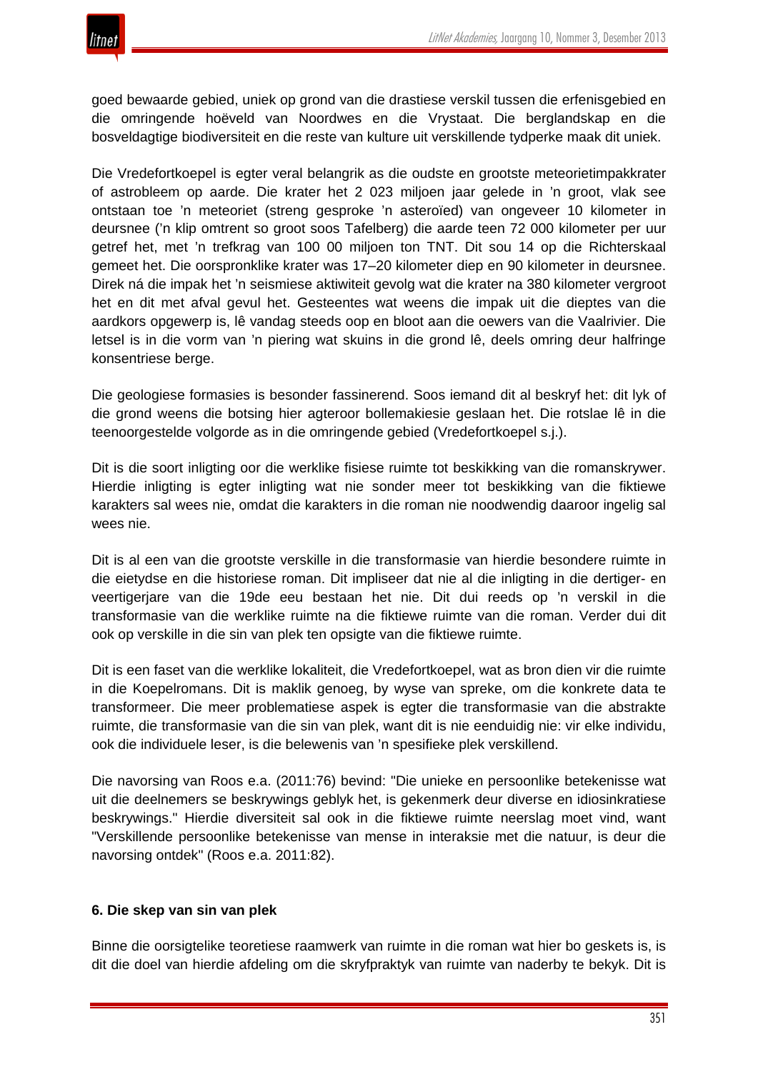goed bewaarde gebied, uniek op grond van die drastiese verskil tussen die erfenisgebied en die omringende hoëveld van Noordwes en die Vrystaat. Die berglandskap en die bosveldagtige biodiversiteit en die reste van kulture uit verskillende tydperke maak dit uniek.

Die Vredefortkoepel is egter veral belangrik as die oudste en grootste meteorietimpakkrater of astrobleem op aarde. Die krater het 2 023 miljoen jaar gelede in 'n groot, vlak see ontstaan toe 'n meteoriet (streng gesproke 'n asteroïed) van ongeveer 10 kilometer in deursnee ('n klip omtrent so groot soos Tafelberg) die aarde teen 72 000 kilometer per uur getref het, met 'n trefkrag van 100 00 miljoen ton TNT. Dit sou 14 op die Richterskaal gemeet het. Die oorspronklike krater was 17–20 kilometer diep en 90 kilometer in deursnee. Direk ná die impak het 'n seismiese aktiwiteit gevolg wat die krater na 380 kilometer vergroot het en dit met afval gevul het. Gesteentes wat weens die impak uit die dieptes van die aardkors opgewerp is, lê vandag steeds oop en bloot aan die oewers van die Vaalrivier. Die letsel is in die vorm van 'n piering wat skuins in die grond lê, deels omring deur halfringe konsentriese berge.

Die geologiese formasies is besonder fassinerend. Soos iemand dit al beskryf het: dit lyk of die grond weens die botsing hier agteroor bollemakiesie geslaan het. Die rotslae lê in die teenoorgestelde volgorde as in die omringende gebied (Vredefortkoepel s.j.).

Dit is die soort inligting oor die werklike fisiese ruimte tot beskikking van die romanskrywer. Hierdie inligting is egter inligting wat nie sonder meer tot beskikking van die fiktiewe karakters sal wees nie, omdat die karakters in die roman nie noodwendig daaroor ingelig sal wees nie.

Dit is al een van die grootste verskille in die transformasie van hierdie besondere ruimte in die eietydse en die historiese roman. Dit impliseer dat nie al die inligting in die dertiger- en veertigerjare van die 19de eeu bestaan het nie. Dit dui reeds op 'n verskil in die transformasie van die werklike ruimte na die fiktiewe ruimte van die roman. Verder dui dit ook op verskille in die sin van plek ten opsigte van die fiktiewe ruimte.

Dit is een faset van die werklike lokaliteit, die Vredefortkoepel, wat as bron dien vir die ruimte in die Koepelromans. Dit is maklik genoeg, by wyse van spreke, om die konkrete data te transformeer. Die meer problematiese aspek is egter die transformasie van die abstrakte ruimte, die transformasie van die sin van plek, want dit is nie eenduidig nie: vir elke individu, ook die individuele leser, is die belewenis van 'n spesifieke plek verskillend.

Die navorsing van Roos e.a. (2011:76) bevind: "Die unieke en persoonlike betekenisse wat uit die deelnemers se beskrywings geblyk het, is gekenmerk deur diverse en idiosinkratiese beskrywings." Hierdie diversiteit sal ook in die fiktiewe ruimte neerslag moet vind, want "Verskillende persoonlike betekenisse van mense in interaksie met die natuur, is deur die navorsing ontdek" (Roos e.a. 2011:82).

### 6. Die skep van sin van plek

Binne die oorsigtelike teoretiese raamwerk van ruimte in die roman wat hier bo geskets is, is dit die doel van hierdie afdeling om die skryfpraktyk van ruimte van naderby te bekyk. Dit is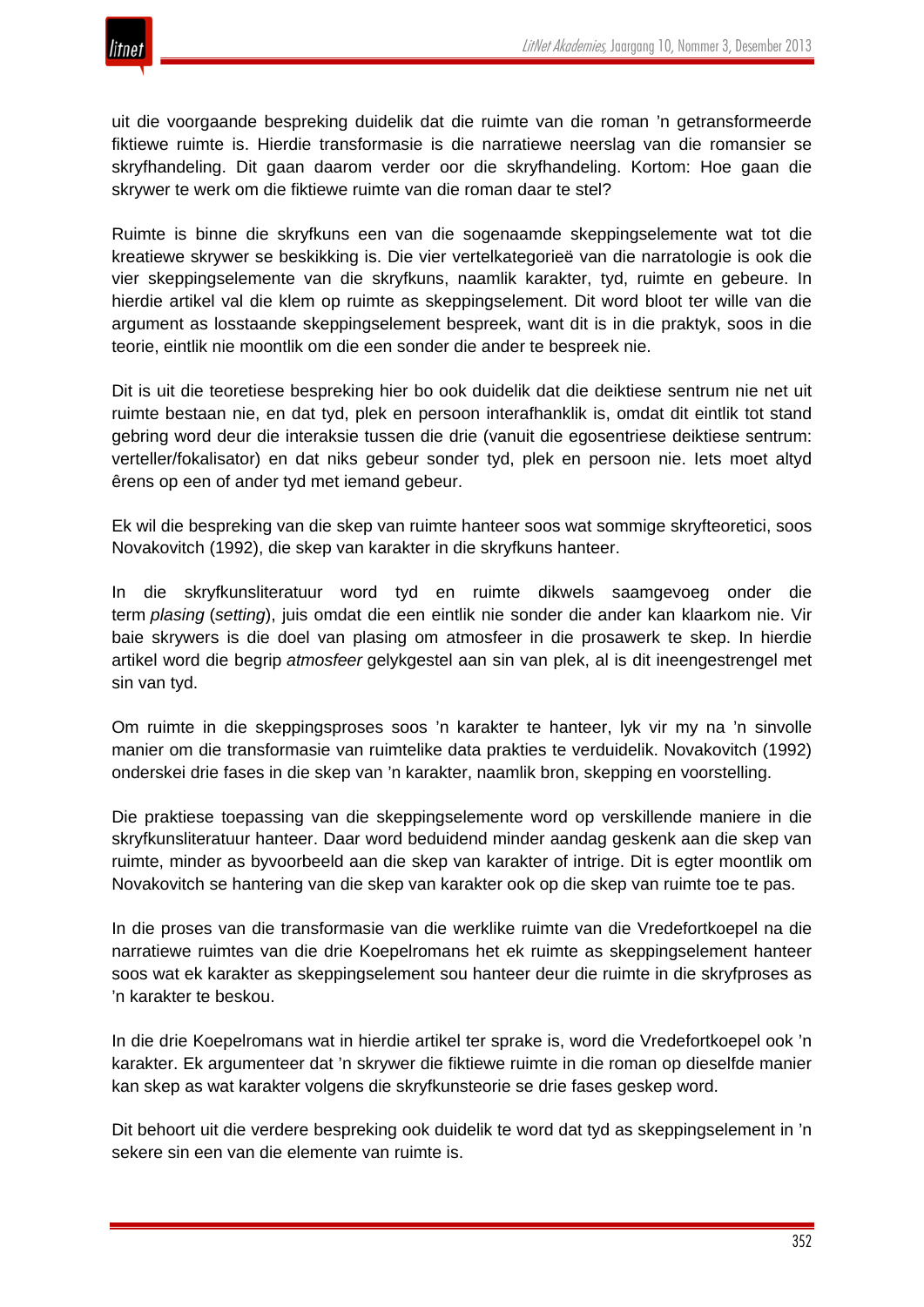uit die voorgaande bespreking duidelik dat die ruimte van die roman 'n getransformeerde fiktiewe ruimte is. Hierdie transformasie is die narratiewe neerslag van die romansier se skryfhandeling. Dit gaan daarom verder oor die skryfhandeling. Kortom: Hoe gaan die skrywer te werk om die fiktiewe ruimte van die roman daar te stel?

Ruimte is binne die skryfkuns een van die sogenaamde skeppingselemente wat tot die kreatiewe skrywer se beskikking is. Die vier vertelkategorieë van die narratologie is ook die vier skeppingselemente van die skryfkuns, naamlik karakter, tyd, ruimte en gebeure. In hierdie artikel val die klem op ruimte as skeppingselement. Dit word bloot ter wille van die argument as losstaande skeppingselement bespreek, want dit is in die praktyk, soos in die teorie, eintlik nie moontlik om die een sonder die ander te bespreek nie.

Dit is uit die teoretiese bespreking hier bo ook duidelik dat die deiktiese sentrum nie net uit ruimte bestaan nie, en dat tyd, plek en persoon interafhanklik is, omdat dit eintlik tot stand gebring word deur die interaksie tussen die drie (vanuit die egosentriese deiktiese sentrum: verteller/fokalisator) en dat niks gebeur sonder tyd, plek en persoon nie. Iets moet altyd êrens op een of ander tyd met iemand gebeur.

Ek wil die bespreking van die skep van ruimte hanteer soos wat sommige skryfteoretici, soos Novakovitch (1992), die skep van karakter in die skryfkuns hanteer.

In die skryfkunsliteratuur word tyd en ruimte dikwels saamgevoeg onder die term *plasing* (*setting*), juis omdat die een eintlik nie sonder die ander kan klaarkom nie. Vir baie skrywers is die doel van plasing om atmosfeer in die prosawerk te skep. In hierdie artikel word die begrip *atmosfeer* gelykgestel aan sin van plek, al is dit ineengestrengel met sin van tyd.

Om ruimte in die skeppingsproses soos 'n karakter te hanteer, lyk vir my na 'n sinvolle manier om die transformasie van ruimtelike data prakties te verduidelik. Novakovitch (1992) onderskei drie fases in die skep van 'n karakter, naamlik bron, skepping en voorstelling.

Die praktiese toepassing van die skeppingselemente word op verskillende maniere in die skryfkunsliteratuur hanteer. Daar word beduidend minder aandag geskenk aan die skep van ruimte, minder as byvoorbeeld aan die skep van karakter of intrige. Dit is egter moontlik om Novakovitch se hantering van die skep van karakter ook op die skep van ruimte toe te pas.

In die proses van die transformasie van die werklike ruimte van die Vredefortkoepel na die narratiewe ruimtes van die drie Koepelromans het ek ruimte as skeppingselement hanteer soos wat ek karakter as skeppingselement sou hanteer deur die ruimte in die skryfproses as 'n karakter te beskou.

In die drie Koepelromans wat in hierdie artikel ter sprake is, word die Vredefortkoepel ook 'n karakter. Ek argumenteer dat 'n skrywer die fiktiewe ruimte in die roman op dieselfde manier kan skep as wat karakter volgens die skryfkunsteorie se drie fases geskep word.

Dit behoort uit die verdere bespreking ook duidelik te word dat tyd as skeppingselement in 'n sekere sin een van die elemente van ruimte is.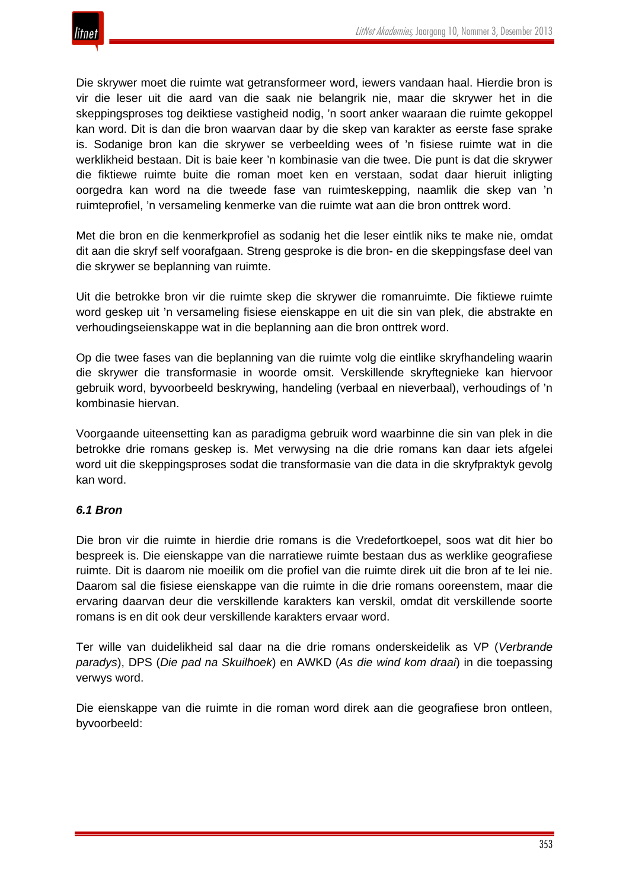Die skrywer moet die ruimte wat getransformeer word, iewers vandaan haal. Hierdie bron is vir die leser uit die aard van die saak nie belangrik nie, maar die skrywer het in die skeppingsproses tog deiktiese vastigheid nodig, 'n soort anker waaraan die ruimte gekoppel kan word. Dit is dan die bron waarvan daar by die skep van karakter as eerste fase sprake is. Sodanige bron kan die skrywer se verbeelding wees of 'n fisiese ruimte wat in die werklikheid bestaan. Dit is baie keer 'n kombinasie van die twee. Die punt is dat die skrywer die fiktiewe ruimte buite die roman moet ken en verstaan, sodat daar hieruit inligting oorgedra kan word na die tweede fase van ruimteskepping, naamlik die skep van 'n ruimteprofiel, 'n versameling kenmerke van die ruimte wat aan die bron onttrek word.

Met die bron en die kenmerkprofiel as sodanig het die leser eintlik niks te make nie, omdat dit aan die skryf self voorafgaan. Streng gesproke is die bron- en die skeppingsfase deel van die skrywer se beplanning van ruimte.

Uit die betrokke bron vir die ruimte skep die skrywer die romanruimte. Die fiktiewe ruimte word geskep uit 'n versameling fisiese eienskappe en uit die sin van plek, die abstrakte en verhoudingseienskappe wat in die beplanning aan die bron onttrek word.

Op die twee fases van die beplanning van die ruimte volg die eintlike skryfhandeling waarin die skrywer die transformasie in woorde omsit. Verskillende skryftegnieke kan hiervoor gebruik word, byvoorbeeld beskrywing, handeling (verbaal en nieverbaal), verhoudings of 'n kombinasie hiervan.

Voorgaande uiteensetting kan as paradigma gebruik word waarbinne die sin van plek in die betrokke drie romans geskep is. Met verwysing na die drie romans kan daar iets afgelei word uit die skeppingsproses sodat die transformasie van die data in die skryfpraktyk gevolg kan word.

### *6.1 Bron*

Die bron vir die ruimte in hierdie drie romans is die Vredefortkoepel, soos wat dit hier bo bespreek is. Die eienskappe van die narratiewe ruimte bestaan dus as werklike geografiese ruimte. Dit is daarom nie moeilik om die profiel van die ruimte direk uit die bron af te lei nie. Daarom sal die fisiese eienskappe van die ruimte in die drie romans ooreenstem, maar die ervaring daarvan deur die verskillende karakters kan verskil, omdat dit verskillende soorte romans is en dit ook deur verskillende karakters ervaar word.

Ter wille van duidelikheid sal daar na die drie romans onderskeidelik as VP (*Verbrande paradys*), DPS (*Die pad na Skuilhoek*) en AWKD (*As die wind kom draai*) in die toepassing verwys word.

Die eienskappe van die ruimte in die roman word direk aan die geografiese bron ontleen, byvoorbeeld: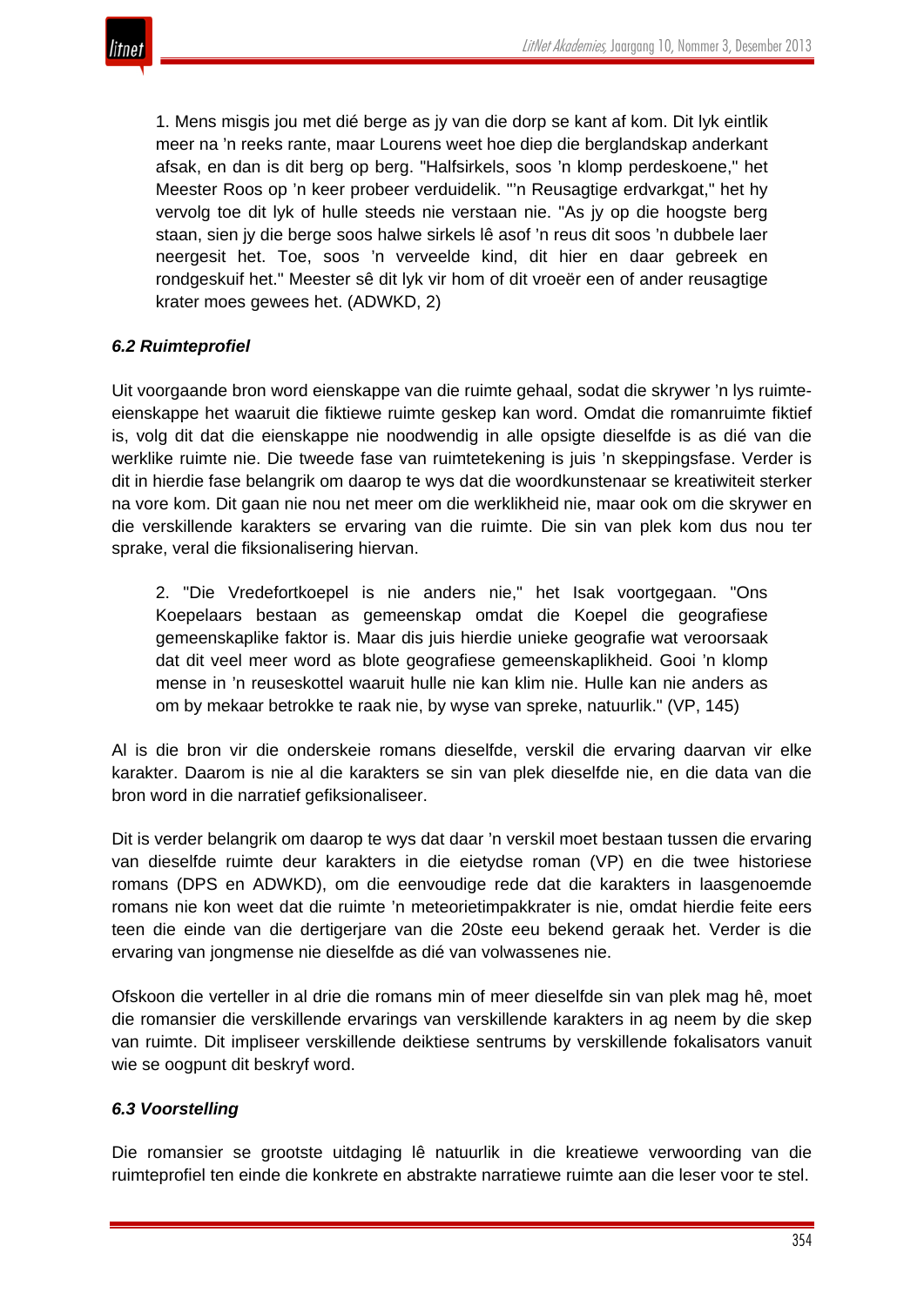> 1. Mens misgis jou met dié berge as jy van die dorp se kant af kom. Dit lyk eintlik meer na 'n reeks rante, maar Lourens weet hoe diep die berglandskap anderkant afsak, en dan is dit berg op berg. "Halfsirkels, soos 'n klomp perdeskoene," het Meester Roos op 'n keer probeer verduidelik. "'n Reusagtige erdvarkgat," het hy vervolg toe dit lyk of hulle steeds nie verstaan nie. "As jy op die hoogste berg staan, sien jy die berge soos halwe sirkels lê asof 'n reus dit soos 'n dubbele laer neergesit het. Toe, soos 'n verveelde kind, dit hier en daar gebreek en rondgeskuif het." Meester sê dit lyk vir hom of dit vroeër een of ander reusagtige krater moes gewees het. (ADWKD, 2)

### *6.2 Ruimteprofiel*

Uit voorgaande bron word eienskappe van die ruimte gehaal, sodat die skrywer 'n lys ruimte-eienskappe het waaruit die fiktiewe ruimte geskep kan word. Omdat die romanruimte fiktief is, volg dit dat die eienskappe nie noodwendig in alle opsigte dieselfde is as dié van die werklike ruimte nie. Die tweede fase van ruimtetekening is juis 'n skeppingsfase. Verder is dit in hierdie fase belangrik om daarop te wys dat die woordkunstenaar se kreatiwiteit sterker na vore kom. Dit gaan nie nou net meer om die werklikheid nie, maar ook om die skrywer en die verskillende karakters se ervaring van die ruimte. Die sin van plek kom dus nou ter sprake, veral die fiksionalisering hiervan.

> 2. "Die Vredefortkoepel is nie anders nie," het Isak voortgegaan. "Ons Koepelaars bestaan as gemeenskap omdat die Koepel die geografiese gemeenskaplike faktor is. Maar dis juis hierdie unieke geografie wat veroorsaak dat dit veel meer word as blote geografiese gemeenskaplikheid. Gooi 'n klomp mense in 'n reuseskottel waaruit hulle nie kan klim nie. Hulle kan nie anders as om by mekaar betrokke te raak nie, by wyse van spreke, natuurlik." (VP, 145)

Al is die bron vir die onderskeie romans dieselfde, verskil die ervaring daarvan vir elke karakter. Daarom is nie al die karakters se sin van plek dieselfde nie, en die data van die bron word in die narratief gefiksionaliseer.

Dit is verder belangrik om daarop te wys dat daar 'n verskil moet bestaan tussen die ervaring van dieselfde ruimte deur karakters in die eietydse roman (VP) en die twee historiese romans (DPS en ADWKD), om die eenvoudige rede dat die karakters in laasgenoemde romans nie kon weet dat die ruimte 'n meteorietimpakkrater is nie, omdat hierdie feite eers teen die einde van die dertigerjare van die 20ste eeu bekend geraak het. Verder is die ervaring van jongmense nie dieselfde as dié van volwassenes nie.

Ofskoon die verteller in al drie die romans min of meer dieselfde sin van plek mag hê, moet die romansier die verskillende ervarings van verskillende karakters in ag neem by die skep van ruimte. Dit impliseer verskillende deiktiese sentrums by verskillende fokalisators vanuit wie se oogpunt dit beskryf word.

### *6.3 Voorstelling*

Die romansier se grootste uitdaging lê natuurlik in die kreatiewe verwoording van die ruimteprofiel ten einde die konkrete en abstrakte narratiewe ruimte aan die leser voor te stel.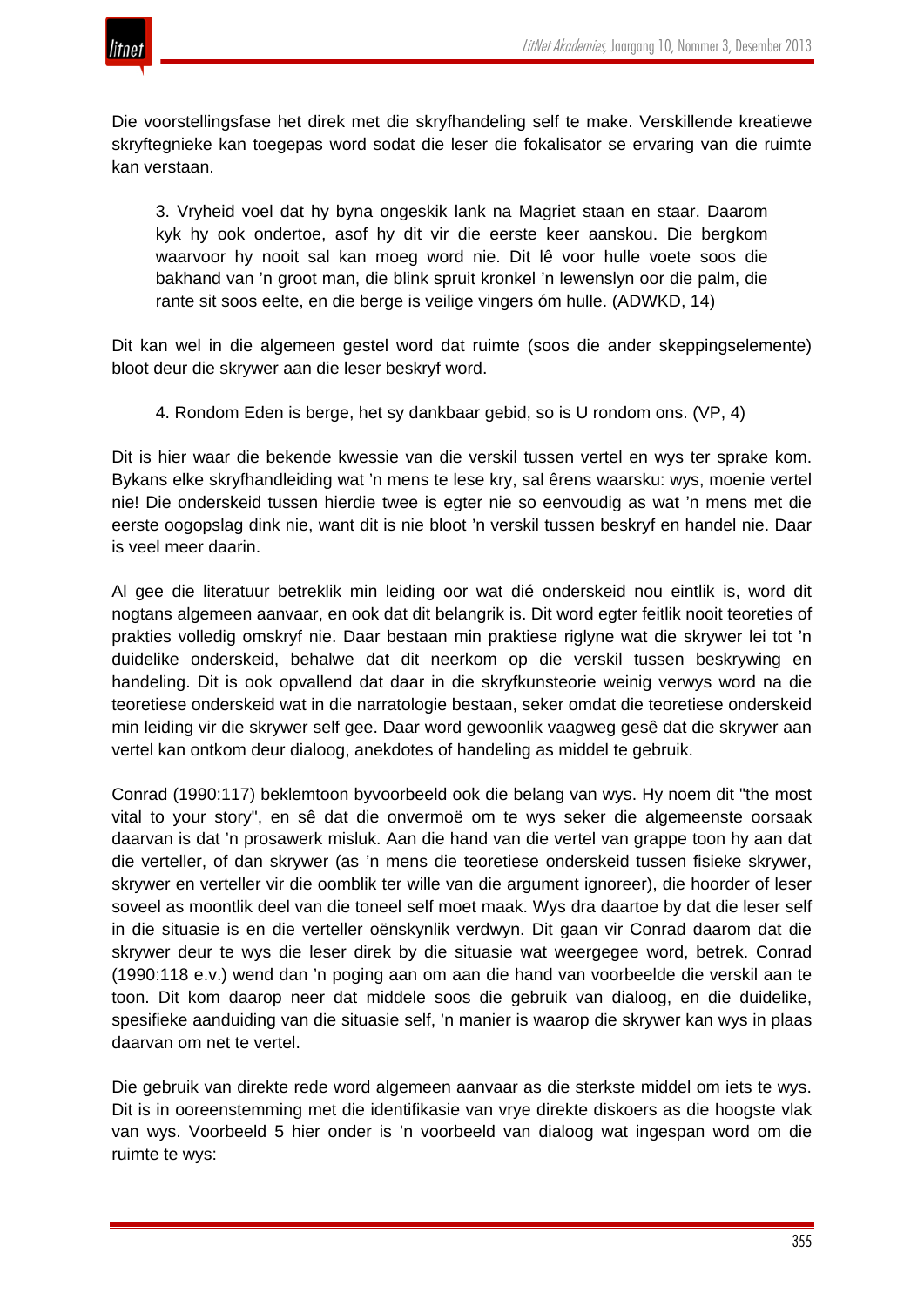Die voorstellingsfase het direk met die skryfhandeling self te make. Verskillende kreatiewe skryftegnieke kan toegepas word sodat die leser die fokalisator se ervaring van die ruimte kan verstaan.

> 3. Vryheid voel dat hy byna ongeskik lank na Magriet staan en staar. Daarom kyk hy ook ondertoe, asof hy dit vir die eerste keer aanskou. Die bergkom waarvoor hy nooit sal kan moeg word nie. Dit lê voor hulle voete soos die bakhand van ’n groot man, die blink spruit kronkel ’n lewenslyn oor die palm, die rante sit soos eelte, en die berge is veilige vingers óm hulle. (ADWKD, 14)

Dit kan wel in die algemeen gestel word dat ruimte (soos die ander skeppingselemente) bloot deur die skrywer aan die leser beskryf word.

> 4. Rondom Eden is berge, het sy dankbaar gebid, so is U rondom ons. (VP, 4)

Dit is hier waar die bekende kwessie van die verskil tussen vertel en wys ter sprake kom. Bykans elke skryfhandleiding wat ’n mens te lese kry, sal êrens waarsku: wys, moenie vertel nie! Die onderskeid tussen hierdie twee is egter nie so eenvoudig as wat ’n mens met die eerste oogopslag dink nie, want dit is nie bloot ’n verskil tussen beskryf en handel nie. Daar is veel meer daarin.

Al gee die literatuur betreklik min leiding oor wat dié onderskeid nou eintlik is, word dit nogtans algemeen aanvaar, en ook dat dit belangrik is. Dit word egter feitlik nooit teoreties of prakties volledig omskryf nie. Daar bestaan min praktiese riglyne wat die skrywer lei tot ’n duidelike onderskeid, behalwe dat dit neerkom op die verskil tussen beskrywing en handeling. Dit is ook opvallend dat daar in die skryfkunsteorie weinig verwys word na die teoretiese onderskeid wat in die narratologie bestaan, seker omdat die teoretiese onderskeid min leiding vir die skrywer self gee. Daar word gewoonlik vaagweg gesê dat die skrywer aan vertel kan ontkom deur dialoog, anekdotes of handeling as middel te gebruik.

Conrad (1990:117) beklemtoon byvoorbeeld ook die belang van wys. Hy noem dit "the most vital to your story", en sê dat die onvermoë om te wys seker die algemeenste oorsaak daarvan is dat ’n prosawerk misluk. Aan die hand van die vertel van grappe toon hy aan dat die verteller, of dan skrywer (as ’n mens die teoretiese onderskeid tussen fisieke skrywer, skrywer en verteller vir die oomblik ter wille van die argument ignoreer), die hoorder of leser soveel as moontlik deel van die toneel self moet maak. Wys dra daartoe by dat die leser self in die situasie is en die verteller oënskynlik verdwyn. Dit gaan vir Conrad daarom dat die skrywer deur te wys die leser direk by die situasie wat weergegee word, betrek. Conrad (1990:118 e.v.) wend dan ’n poging aan om aan die hand van voorbeelde die verskil aan te toon. Dit kom daarop neer dat middele soos die gebruik van dialoog, en die duidelike, spesifieke aanduiding van die situasie self, ’n manier is waarop die skrywer kan wys in plaas daarvan om net te vertel.

Die gebruik van direkte rede word algemeen aanvaar as die sterkste middel om iets te wys. Dit is in ooreenstemming met die identifikasie van vrye direkte diskoers as die hoogste vlak van wys. Voorbeeld 5 hier onder is ’n voorbeeld van dialoog wat ingespan word om die ruimte te wys: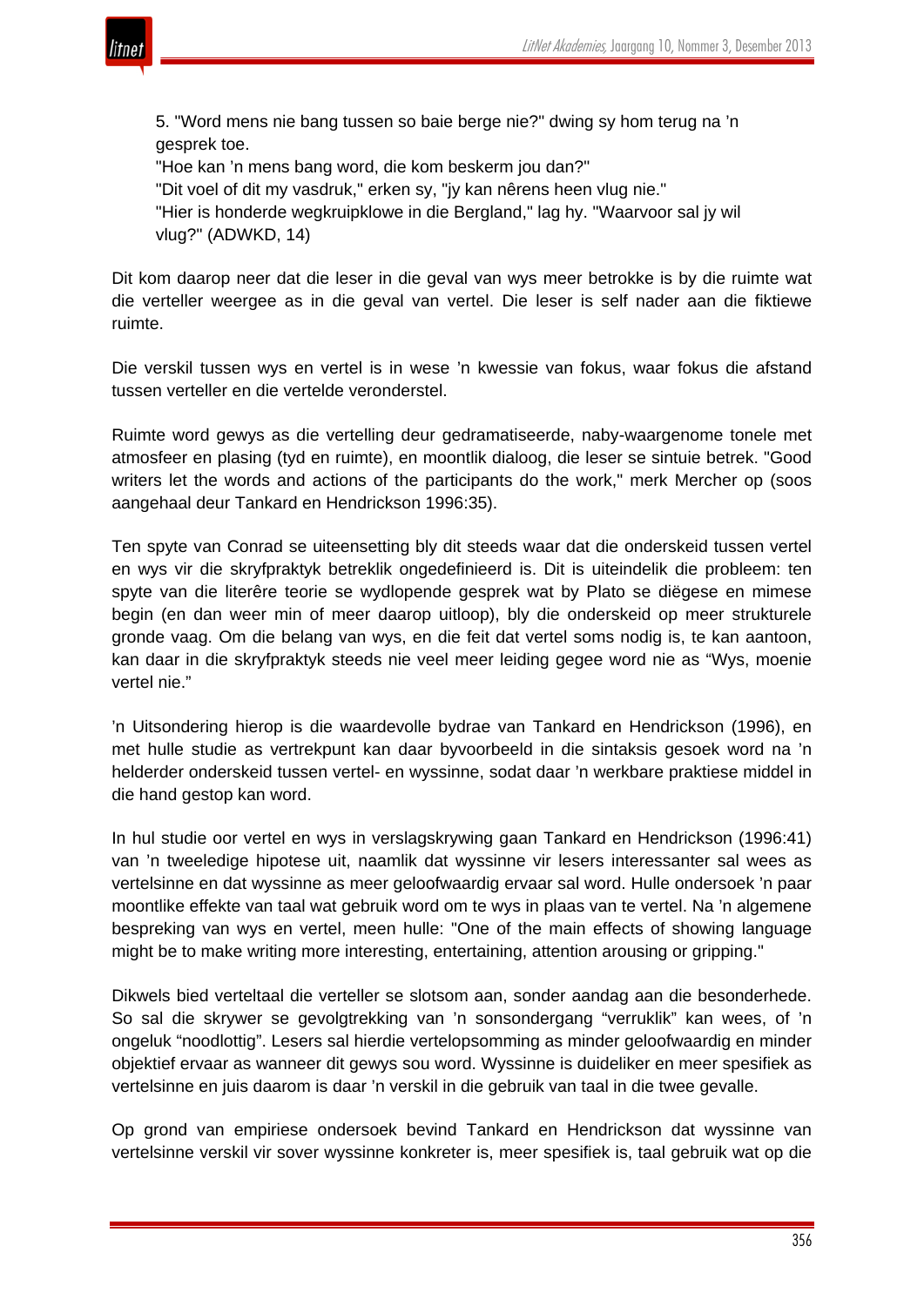5. "Word mens nie bang tussen so baie berge nie?" dwing sy hom terug na ’n gesprek toe.
"Hoe kan ’n mens bang word, die kom beskerm jou dan?"
"Dit voel of dit my vasdruk," erken sy, "jy kan nêrens heen vlug nie."
"Hier is honderde wegkruipklowe in die Bergland," lag hy. "Waarvoor sal jy wil vlug?" (ADWKD, 14)

Dit kom daarop neer dat die leser in die geval van wys meer betrokke is by die ruimte wat die verteller weergee as in die geval van vertel. Die leser is self nader aan die fiktiewe ruimte.

Die verskil tussen wys en vertel is in wese ’n kwessie van fokus, waar fokus die afstand tussen verteller en die vertelde veronderstel.

Ruimte word gewys as die vertelling deur gedramatiseerde, naby-waargenome tonele met atmosfeer en plasing (tyd en ruimte), en moontlik dialoog, die leser se sintuie betrek. "Good writers let the words and actions of the participants do the work," merk Mercher op (soos aangehaal deur Tankard en Hendrickson 1996:35).

Ten spyte van Conrad se uiteensetting bly dit steeds waar dat die onderskeid tussen vertel en wys vir die skryfpraktyk betreklik ongedefinieerd is. Dit is uiteindelik die probleem: ten spyte van die literêre teorie se wydlopende gesprek wat by Plato se diëgese en mimese begin (en dan weer min of meer daarop uitloop), bly die onderskeid op meer strukturele gronde vaag. Om die belang van wys, en die feit dat vertel soms nodig is, te kan aantoon, kan daar in die skryfpraktyk steeds nie veel meer leiding gegee word nie as “Wys, moenie vertel nie.”

’n Uitsondering hierop is die waardevolle bydrae van Tankard en Hendrickson (1996), en met hulle studie as vertrekpunt kan daar byvoorbeeld in die sintaksis gesoek word na ’n helderder onderskeid tussen vertel- en wyssinne, sodat daar ’n werkbare praktiese middel in die hand gestop kan word.

In hul studie oor vertel en wys in verslagskrywing gaan Tankard en Hendrickson (1996:41) van ’n tweeledige hipotese uit, naamlik dat wyssinne vir lesers interessanter sal wees as vertelsinne en dat wyssinne as meer geloofwaardig ervaar sal word. Hulle ondersoek ’n paar moontlike effekte van taal wat gebruik word om te wys in plaas van te vertel. Na ’n algemene bespreking van wys en vertel, meen hulle: "One of the main effects of showing language might be to make writing more interesting, entertaining, attention arousing or gripping."

Dikwels bied verteltaal die verteller se slotsom aan, sonder aandag aan die besonderhede. So sal die skrywer se gevolgtrekking van ’n sonsondergang “verruklik” kan wees, of ’n ongeluk “noodlottig”. Lesers sal hierdie vertelopsomming as minder geloofwaardig en minder objektief ervaar as wanneer dit gewys sou word. Wyssinne is duideliker en meer spesifiek as vertelsinne en juis daarom is daar ’n verskil in die gebruik van taal in die twee gevalle.

Op grond van empiriese ondersoek bevind Tankard en Hendrickson dat wyssinne van vertelsinne verskil vir sover wyssinne konkreter is, meer spesifiek is, taal gebruik wat op die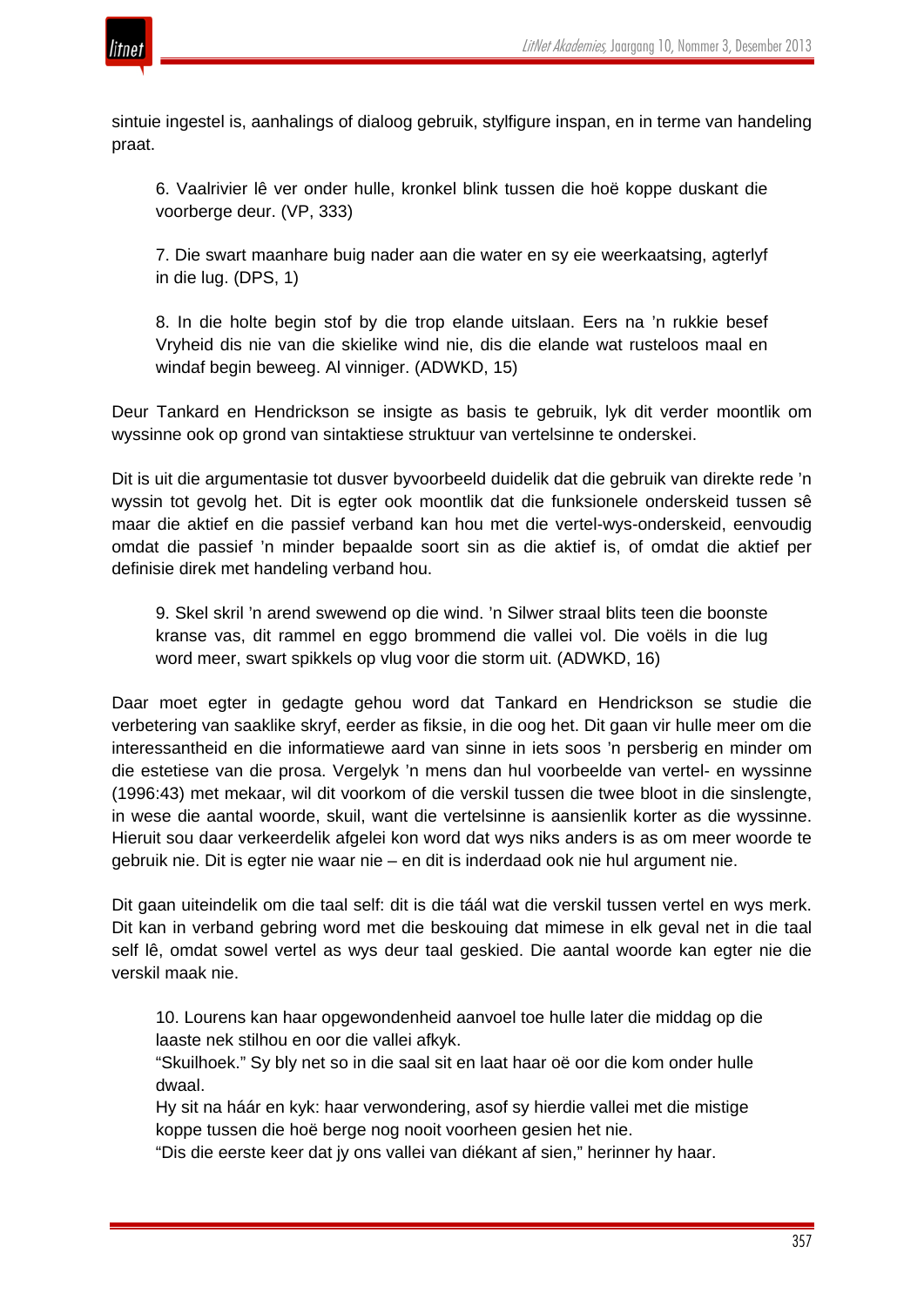sintuie ingestel is, aanhalings of dialoog gebruik, stylfigure inspan, en in terme van handeling praat.

> 6. Vaalrivier lê ver onder hulle, kronkel blink tussen die hoë koppe duskant die voorberge deur. (VP, 333)

> 7. Die swart maanhare buig nader aan die water en sy eie weerkaatsing, agterlyf in die lug. (DPS, 1)

> 8. In die holte begin stof by die trop elande uitslaan. Eers na 'n rukkie besef Vryheid dis nie van die skielike wind nie, dis die elande wat rusteloos maal en windaf begin beweeg. Al vinniger. (ADWKD, 15)

Deur Tankard en Hendrickson se insigte as basis te gebruik, lyk dit verder moontlik om wyssinne ook op grond van sintaktiese struktuur van vertelsinne te onderskei.

Dit is uit die argumentasie tot dusver byvoorbeeld duidelik dat die gebruik van direkte rede 'n wyssin tot gevolg het. Dit is egter ook moontlik dat die funksionele onderskeid tussen sê maar die aktief en die passief verband kan hou met die vertel-wys-onderskeid, eenvoudig omdat die passief 'n minder bepaalde soort sin as die aktief is, of omdat die aktief per definisie direk met handeling verband hou.

> 9. Skel skril 'n arend swewend op die wind. 'n Silwer straal blits teen die boonste kranse vas, dit rammel en eggo brommend die vallei vol. Die voëls in die lug word meer, swart spikkels op vlug voor die storm uit. (ADWKD, 16)

Daar moet egter in gedagte gehou word dat Tankard en Hendrickson se studie die verbetering van saaklike skryf, eerder as fiksie, in die oog het. Dit gaan vir hulle meer om die interessantheid en die informatiewe aard van sinne in iets soos 'n persberig en minder om die estetiese van die prosa. Vergelyk 'n mens dan hul voorbeelde van vertel- en wyssinne (1996:43) met mekaar, wil dit voorkom of die verskil tussen die twee bloot in die sinslengte, in wese die aantal woorde, skuil, want die vertelsinne is aansienlik korter as die wyssinne. Hieruit sou daar verkeerdelik afgelei kon word dat wys niks anders is as om meer woorde te gebruik nie. Dit is egter nie waar nie – en dit is inderdaad ook nie hul argument nie.

Dit gaan uiteindelik om die taal self: dit is die táál wat die verskil tussen vertel en wys merk. Dit kan in verband gebring word met die beskouing dat mimese in elk geval net in die taal self lê, omdat sowel vertel as wys deur taal geskied. Die aantal woorde kan egter nie die verskil maak nie.

> 10. Lourens kan haar opgewondenheid aanvoel toe hulle later die middag op die laaste nek stilhou en oor die vallei afkyk.
> "Skuilhoek." Sy bly net so in die saal sit en laat haar oë oor die kom onder hulle dwaal.
> Hy sit na háár en kyk: haar verwondering, asof sy hierdie vallei met die mistige koppe tussen die hoë berge nog nooit voorheen gesien het nie.
> "Dis die eerste keer dat jy ons vallei van diékant af sien," herinner hy haar.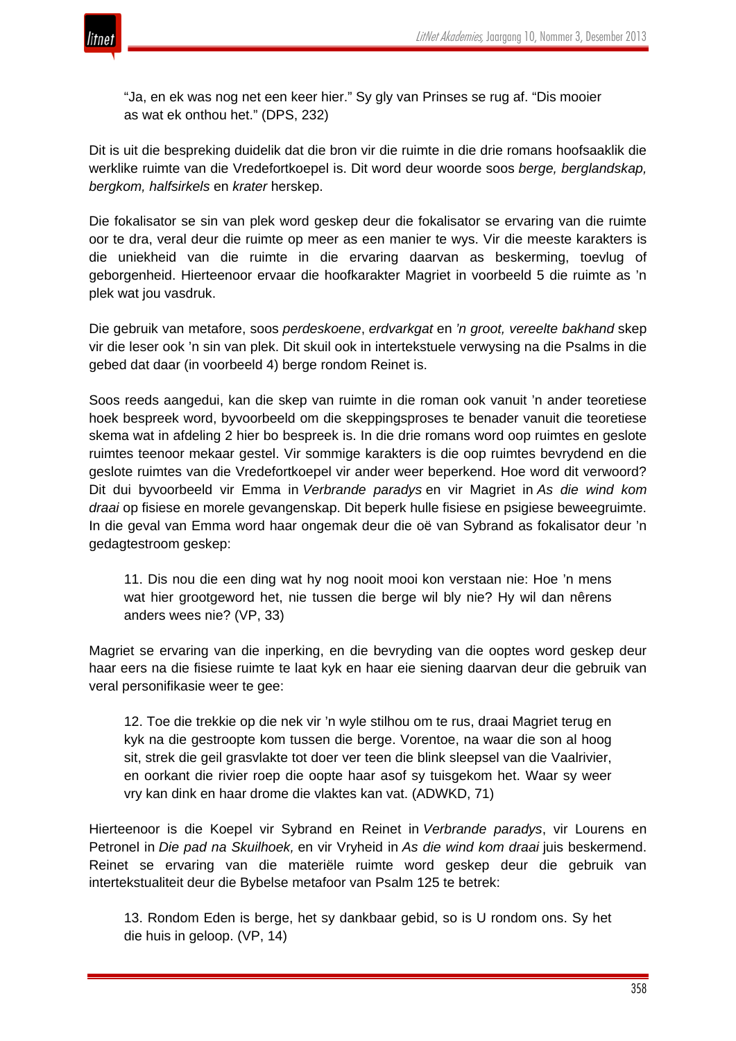> "Ja, en ek was nog net een keer hier." Sy gly van Prinses se rug af. "Dis mooier as wat ek onthou het." (DPS, 232)

Dit is uit die bespreking duidelik dat die bron vir die ruimte in die drie romans hoofsaaklik die werklike ruimte van die Vredefortkoepel is. Dit word deur woorde soos *berge, berglandskap, bergkom, halfsirkels* en *krater* herskep.

Die fokalisator se sin van plek word geskep deur die fokalisator se ervaring van die ruimte oor te dra, veral deur die ruimte op meer as een manier te wys. Vir die meeste karakters is die uniekheid van die ruimte in die ervaring daarvan as beskerming, toevlug of geborgenheid. Hierteenoor ervaar die hoofkarakter Magriet in voorbeeld 5 die ruimte as 'n plek wat jou vasdruk.

Die gebruik van metafore, soos *perdeskoene*, *erdvarkgat* en *'n groot, vereelte bakhand* skep vir die leser ook 'n sin van plek. Dit skuil ook in intertekstuele verwysing na die Psalms in die gebed dat daar (in voorbeeld 4) berge rondom Reinet is.

Soos reeds aangedui, kan die skep van ruimte in die roman ook vanuit 'n ander teoretiese hoek bespreek word, byvoorbeeld om die skeppingsproses te benader vanuit die teoretiese skema wat in afdeling 2 hier bo bespreek is. In die drie romans word oop ruimtes en geslote ruimtes teenoor mekaar gestel. Vir sommige karakters is die oop ruimtes bevrydend en die geslote ruimtes van die Vredefortkoepel vir ander weer beperkend. Hoe word dit verwoord? Dit dui byvoorbeeld vir Emma in *Verbrande paradys* en vir Magriet in *As die wind kom draai* op fisiese en morele gevangenskap. Dit beperk hulle fisiese en psigiese beweegruimte. In die geval van Emma word haar ongemak deur die oë van Sybrand as fokalisator deur 'n gedagtestroom geskep:

> 11. Dis nou die een ding wat hy nog nooit mooi kon verstaan nie: Hoe 'n mens wat hier grootgeword het, nie tussen die berge wil bly nie? Hy wil dan nêrens anders wees nie? (VP, 33)

Magriet se ervaring van die inperking, en die bevryding van die ooptes word geskep deur haar eers na die fisiese ruimte te laat kyk en haar eie siening daarvan deur die gebruik van veral personifikasie weer te gee:

> 12. Toe die trekkie op die nek vir 'n wyle stilhou om te rus, draai Magriet terug en kyk na die gestroopte kom tussen die berge. Vorentoe, na waar die son al hoog sit, strek die geil grasvlakte tot doer ver teen die blink sleepsel van die Vaalrivier, en oorkant die rivier roep die oopte haar asof sy tuisgekom het. Waar sy weer vry kan dink en haar drome die vlaktes kan vat. (ADWKD, 71)

Hierteenoor is die Koepel vir Sybrand en Reinet in *Verbrande paradys*, vir Lourens en Petronel in *Die pad na Skuilhoek,* en vir Vryheid in *As die wind kom draai* juis beskermend. Reinet se ervaring van die materiële ruimte word geskep deur die gebruik van intertekstualiteit deur die Bybelse metafoor van Psalm 125 te betrek:

> 13. Rondom Eden is berge, het sy dankbaar gebid, so is U rondom ons. Sy het die huis in geloop. (VP, 14)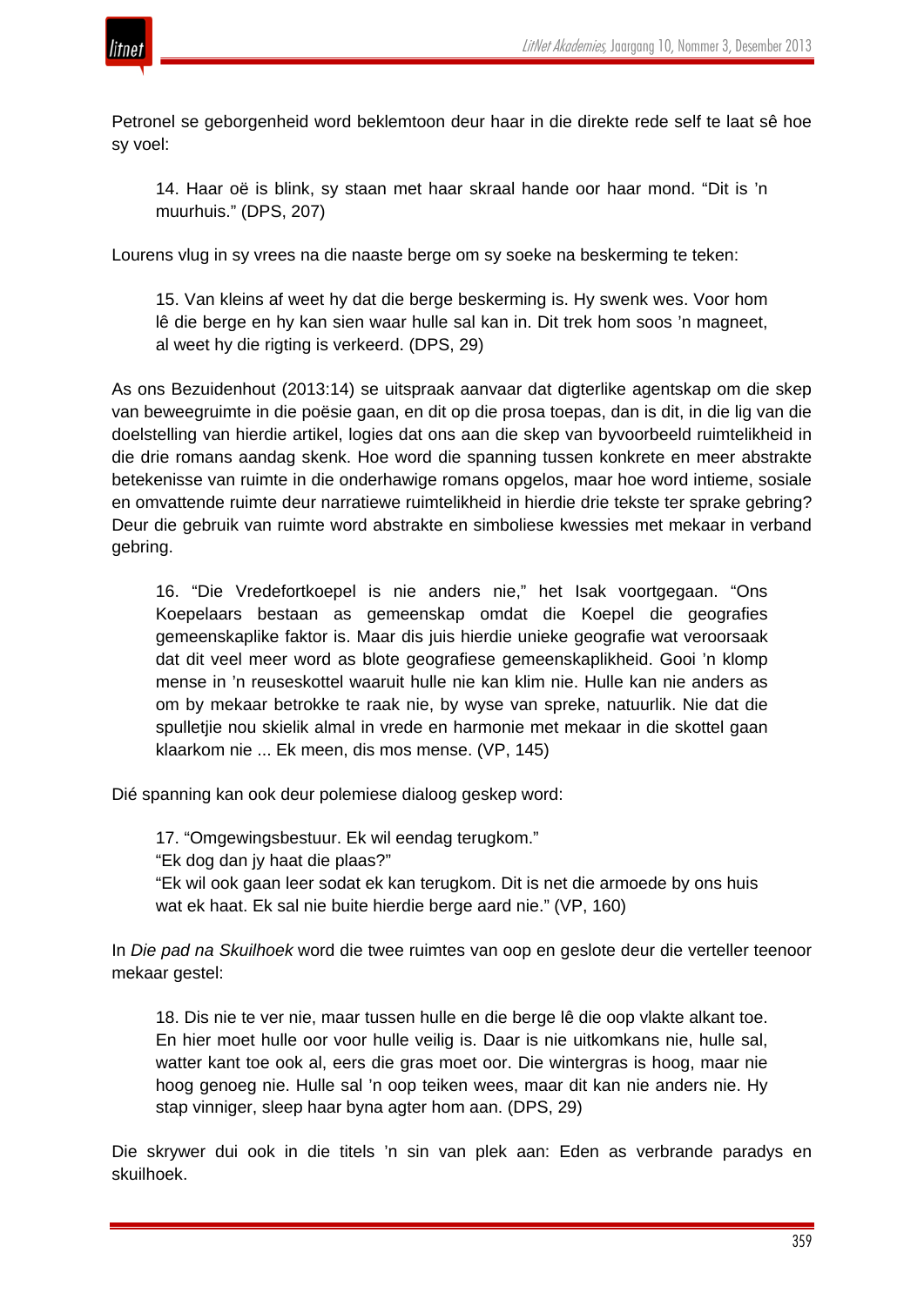Petronel se geborgenheid word beklemtoon deur haar in die direkte rede self te laat sê hoe sy voel:

> 14. Haar oë is blink, sy staan met haar skraal hande oor haar mond. "Dit is 'n muurhuis." (DPS, 207)

Lourens vlug in sy vrees na die naaste berge om sy soeke na beskerming te teken:

> 15. Van kleins af weet hy dat die berge beskerming is. Hy swenk wes. Voor hom lê die berge en hy kan sien waar hulle sal kan in. Dit trek hom soos 'n magneet, al weet hy die rigting is verkeerd. (DPS, 29)

As ons Bezuidenhout (2013:14) se uitspraak aanvaar dat digterlike agentskap om die skep van beweegruimte in die poësie gaan, en dit op die prosa toepas, dan is dit, in die lig van die doelstelling van hierdie artikel, logies dat ons aan die skep van byvoorbeeld ruimtelikheid in die drie romans aandag skenk. Hoe word die spanning tussen konkrete en meer abstrakte betekenisse van ruimte in die onderhawige romans opgelos, maar hoe word intieme, sosiale en omvattende ruimte deur narratiewe ruimtelikheid in hierdie drie tekste ter sprake gebring? Deur die gebruik van ruimte word abstrakte en simboliese kwessies met mekaar in verband gebring.

> 16. "Die Vredefortkoepel is nie anders nie," het Isak voortgegaan. "Ons Koepelaars bestaan as gemeenskap omdat die Koepel die geografies gemeenskaplike faktor is. Maar dis juis hierdie unieke geografie wat veroorsaak dat dit veel meer word as blote geografiese gemeenskaplikheid. Gooi 'n klomp mense in 'n reuseskottel waaruit hulle nie kan klim nie. Hulle kan nie anders as om by mekaar betrokke te raak nie, by wyse van spreke, natuurlik. Nie dat die spulletjie nou skielik almal in vrede en harmonie met mekaar in die skottel gaan klaarkom nie ... Ek meen, dis mos mense. (VP, 145)

Dié spanning kan ook deur polemiese dialoog geskep word:

> 17. "Omgewingsbestuur. Ek wil eendag terugkom."
> "Ek dog dan jy haat die plaas?"
> "Ek wil ook gaan leer sodat ek kan terugkom. Dit is net die armoede by ons huis wat ek haat. Ek sal nie buite hierdie berge aard nie." (VP, 160)

In *Die pad na Skuilhoek* word die twee ruimtes van oop en geslote deur die verteller teenoor mekaar gestel:

> 18. Dis nie te ver nie, maar tussen hulle en die berge lê die oop vlakte alkant toe. En hier moet hulle oor voor hulle veilig is. Daar is nie uitkomkans nie, hulle sal, watter kant toe ook al, eers die gras moet oor. Die wintergras is hoog, maar nie hoog genoeg nie. Hulle sal 'n oop teiken wees, maar dit kan nie anders nie. Hy stap vinniger, sleep haar byna agter hom aan. (DPS, 29)

Die skrywer dui ook in die titels 'n sin van plek aan: Eden as verbrande paradys en skuilhoek.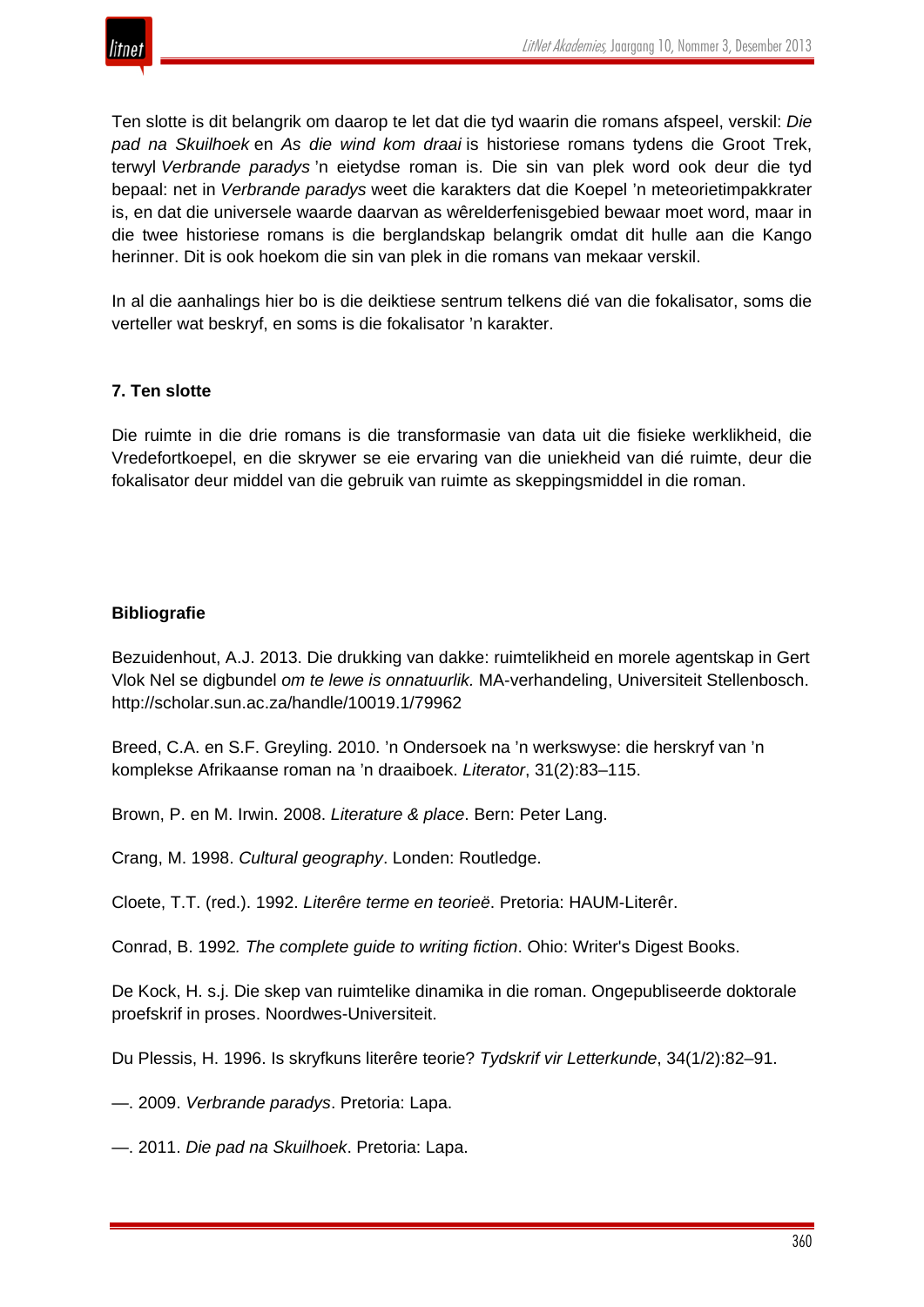Ten slotte is dit belangrik om daarop te let dat die tyd waarin die romans afspeel, verskil: *Die pad na Skuilhoek* en *As die wind kom draai* is historiese romans tydens die Groot Trek, terwyl *Verbrande paradys* 'n eietydse roman is. Die sin van plek word ook deur die tyd bepaal: net in *Verbrande paradys* weet die karakters dat die Koepel 'n meteorietimpakkrater is, en dat die universele waarde daarvan as wêrelderfenisgebied bewaar moet word, maar in die twee historiese romans is die berglandskap belangrik omdat dit hulle aan die Kango herinner. Dit is ook hoekom die sin van plek in die romans van mekaar verskil.

In al die aanhalings hier bo is die deiktiese sentrum telkens dié van die fokalisator, soms die verteller wat beskryf, en soms is die fokalisator 'n karakter.

### 7. Ten slotte

Die ruimte in die drie romans is die transformasie van data uit die fisieke werklikheid, die Vredefortkoepel, en die skrywer se eie ervaring van die uniekheid van dié ruimte, deur die fokalisator deur middel van die gebruik van ruimte as skeppingsmiddel in die roman.

### Bibliografie

Bezuidenhout, A.J. 2013. Die drukking van dakke: ruimtelikheid en morele agentskap in Gert Vlok Nel se digbundel *om te lewe is onnatuurlik.* MA-verhandeling, Universiteit Stellenbosch. http://scholar.sun.ac.za/handle/10019.1/79962

Breed, C.A. en S.F. Greyling. 2010. 'n Ondersoek na 'n werkswyse: die herskryf van 'n komplekse Afrikaanse roman na 'n draaiboek. *Literator*, 31(2):83–115.

Brown, P. en M. Irwin. 2008. *Literature & place*. Bern: Peter Lang.

Crang, M. 1998. *Cultural geography*. Londen: Routledge.

Cloete, T.T. (red.). 1992. *Literêre terme en teorieë*. Pretoria: HAUM-Literêr.

Conrad, B. 1992*. The complete guide to writing fiction*. Ohio: Writer's Digest Books.

De Kock, H. s.j. Die skep van ruimtelike dinamika in die roman. Ongepubliseerde doktorale proefskrif in proses. Noordwes-Universiteit.

Du Plessis, H. 1996. Is skryfkuns literêre teorie? *Tydskrif vir Letterkunde*, 34(1/2):82–91.

—. 2009. *Verbrande paradys*. Pretoria: Lapa.

—. 2011. *Die pad na Skuilhoek*. Pretoria: Lapa.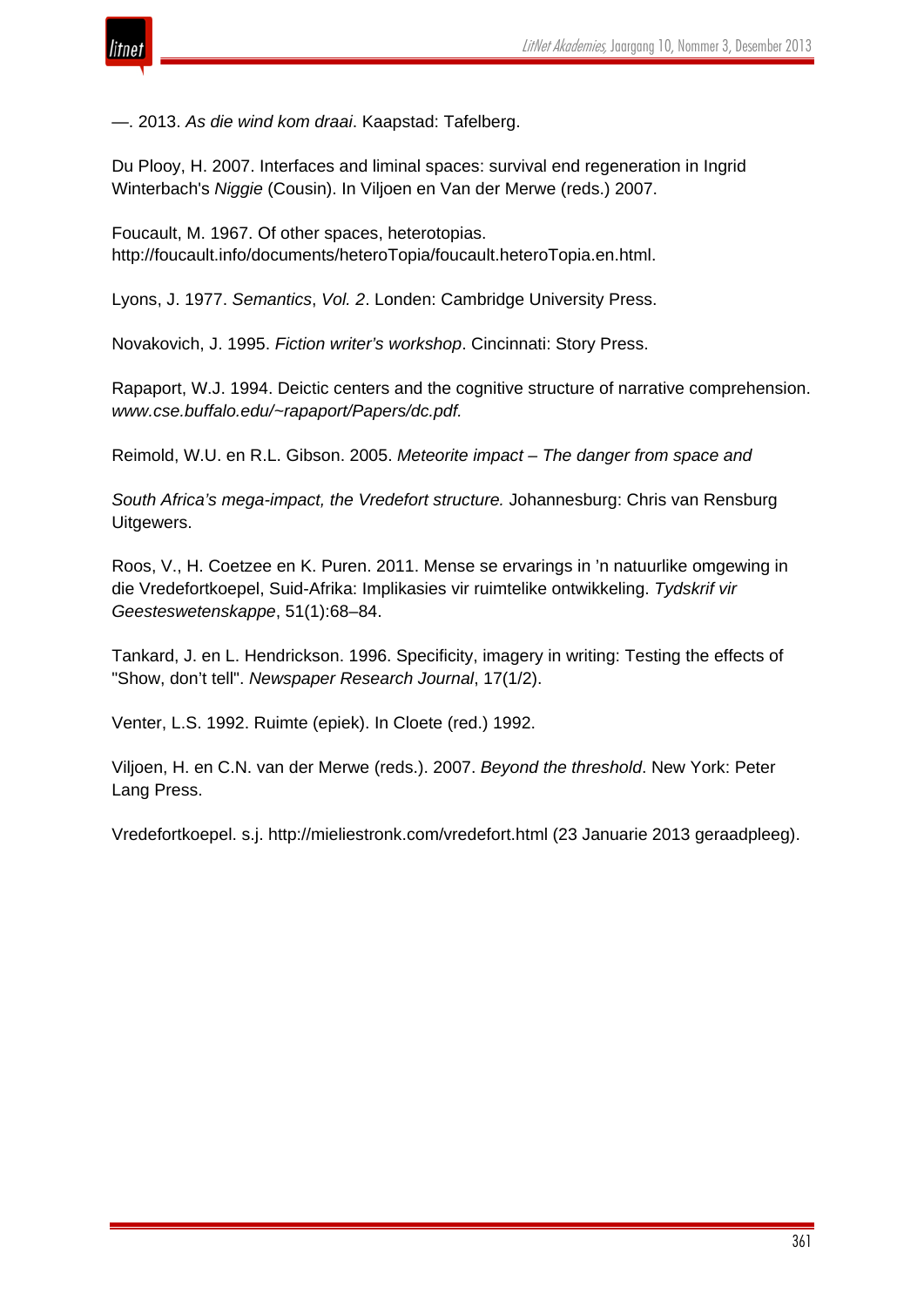—. 2013. *As die wind kom draai*. Kaapstad: Tafelberg.

Du Plooy, H. 2007. Interfaces and liminal spaces: survival end regeneration in Ingrid Winterbach's *Niggie* (Cousin). In Viljoen en Van der Merwe (reds.) 2007.

Foucault, M. 1967. Of other spaces, heterotopias. http://foucault.info/documents/heteroTopia/foucault.heteroTopia.en.html.

Lyons, J. 1977. *Semantics*, *Vol. 2*. Londen: Cambridge University Press.

Novakovich, J. 1995. *Fiction writer's workshop*. Cincinnati: Story Press.

Rapaport, W.J. 1994. Deictic centers and the cognitive structure of narrative comprehension. *www.cse.buffalo.edu/~rapaport/Papers/dc.pdf.*

Reimold, W.U. en R.L. Gibson. 2005. *Meteorite impact – The danger from space and*

*South Africa's mega-impact, the Vredefort structure.* Johannesburg: Chris van Rensburg Uitgewers.

Roos, V., H. Coetzee en K. Puren. 2011. Mense se ervarings in 'n natuurlike omgewing in die Vredefortkoepel, Suid-Afrika: Implikasies vir ruimtelike ontwikkeling. *Tydskrif vir Geesteswetenskappe*, 51(1):68–84.

Tankard, J. en L. Hendrickson. 1996. Specificity, imagery in writing: Testing the effects of "Show, don't tell". *Newspaper Research Journal*, 17(1/2).

Venter, L.S. 1992. Ruimte (epiek). In Cloete (red.) 1992.

Viljoen, H. en C.N. van der Merwe (reds.). 2007. *Beyond the threshold*. New York: Peter Lang Press.

Vredefortkoepel. s.j. http://mieliestronk.com/vredefort.html (23 Januarie 2013 geraadpleeg).